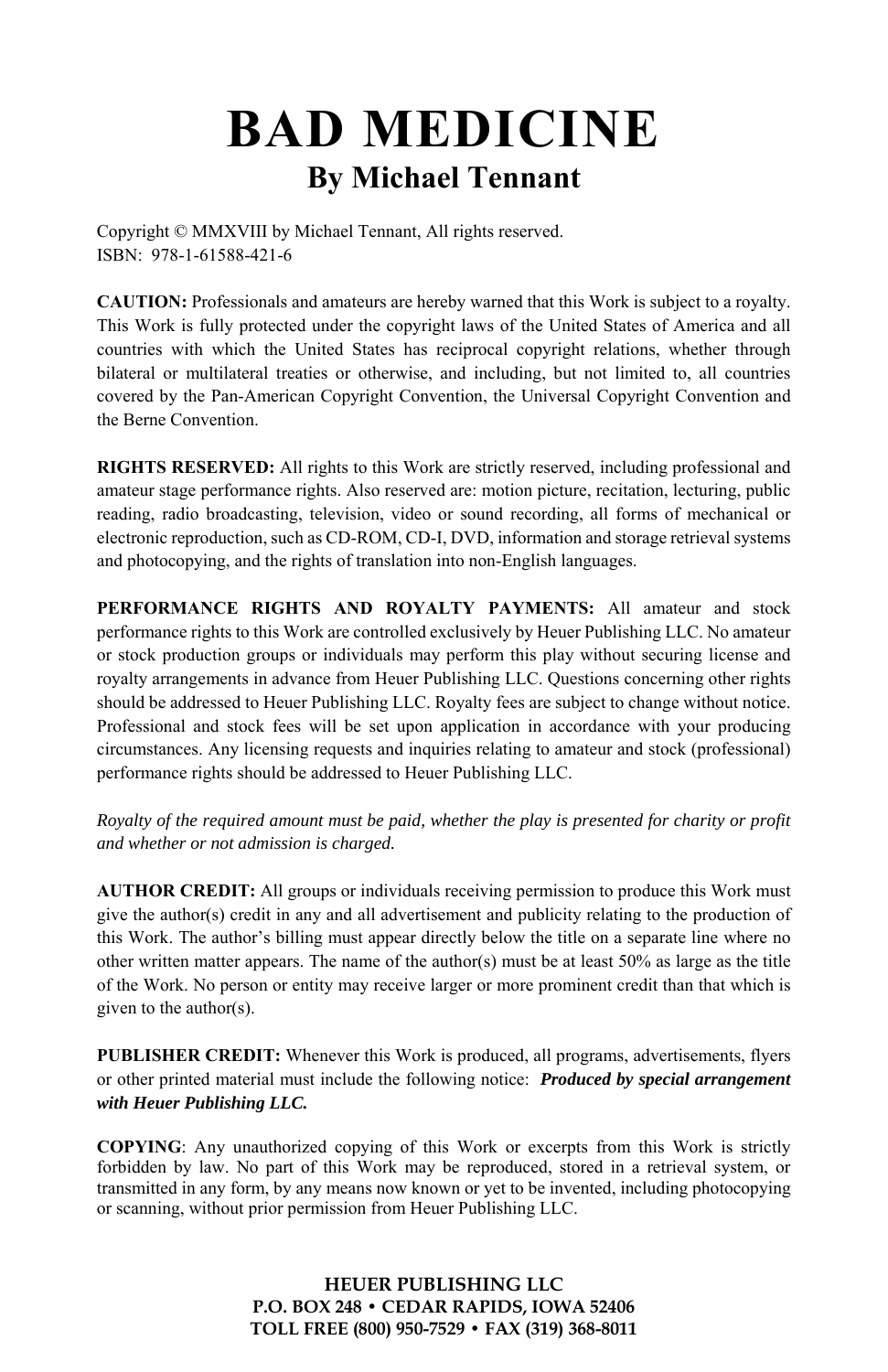# BAD MEDICINE

## By Michael Tennant

Copyright © MMXVIII by Michael Tennant, All rights reserved.
ISBN: 978-1-61588-421-6

**CAUTION:** Professionals and amateurs are hereby warned that this Work is subject to a royalty. This Work is fully protected under the copyright laws of the United States of America and all countries with which the United States has reciprocal copyright relations, whether through bilateral or multilateral treaties or otherwise, and including, but not limited to, all countries covered by the Pan-American Copyright Convention, the Universal Copyright Convention and the Berne Convention.

**RIGHTS RESERVED:** All rights to this Work are strictly reserved, including professional and amateur stage performance rights. Also reserved are: motion picture, recitation, lecturing, public reading, radio broadcasting, television, video or sound recording, all forms of mechanical or electronic reproduction, such as CD-ROM, CD-I, DVD, information and storage retrieval systems and photocopying, and the rights of translation into non-English languages.

**PERFORMANCE RIGHTS AND ROYALTY PAYMENTS:** All amateur and stock performance rights to this Work are controlled exclusively by Heuer Publishing LLC. No amateur or stock production groups or individuals may perform this play without securing license and royalty arrangements in advance from Heuer Publishing LLC. Questions concerning other rights should be addressed to Heuer Publishing LLC. Royalty fees are subject to change without notice. Professional and stock fees will be set upon application in accordance with your producing circumstances. Any licensing requests and inquiries relating to amateur and stock (professional) performance rights should be addressed to Heuer Publishing LLC.

*Royalty of the required amount must be paid, whether the play is presented for charity or profit and whether or not admission is charged.*

**AUTHOR CREDIT:** All groups or individuals receiving permission to produce this Work must give the author(s) credit in any and all advertisement and publicity relating to the production of this Work. The author's billing must appear directly below the title on a separate line where no other written matter appears. The name of the author(s) must be at least 50% as large as the title of the Work. No person or entity may receive larger or more prominent credit than that which is given to the author(s).

**PUBLISHER CREDIT:** Whenever this Work is produced, all programs, advertisements, flyers or other printed material must include the following notice: ***Produced by special arrangement with Heuer Publishing LLC.***

**COPYING**: Any unauthorized copying of this Work or excerpts from this Work is strictly forbidden by law. No part of this Work may be reproduced, stored in a retrieval system, or transmitted in any form, by any means now known or yet to be invented, including photocopying or scanning, without prior permission from Heuer Publishing LLC.

**HEUER PUBLISHING LLC**
**P.O. BOX 248 • CEDAR RAPIDS, IOWA 52406**
**TOLL FREE (800) 950-7529 • FAX (319) 368-8011**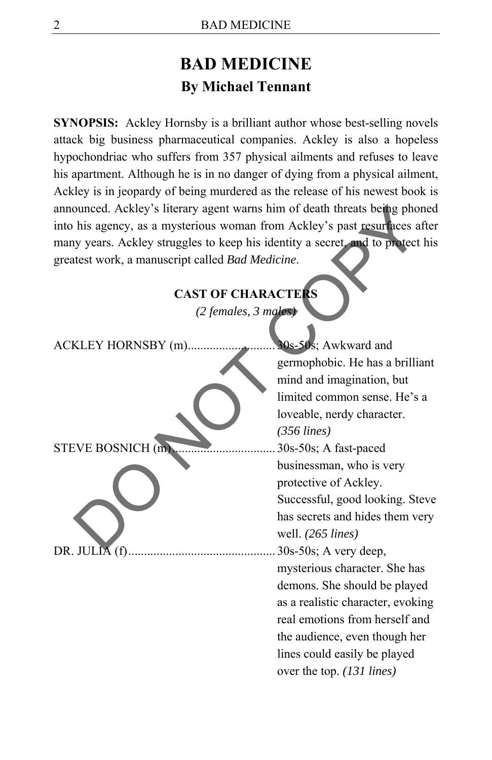# BAD MEDICINE

## By Michael Tennant

**SYNOPSIS:** Ackley Hornsby is a brilliant author whose best-selling novels attack big business pharmaceutical companies. Ackley is also a hopeless hypochondriac who suffers from 357 physical ailments and refuses to leave his apartment. Although he is in no danger of dying from a physical ailment, Ackley is in jeopardy of being murdered as the release of his newest book is announced. Ackley's literary agent warns him of death threats being phoned into his agency, as a mysterious woman from Ackley's past resurfaces after many years. Ackley struggles to keep his identity a secret, and to protect his greatest work, a manuscript called *Bad Medicine*.

### CAST OF CHARACTERS

*(2 females, 3 males)*

ACKLEY HORNSBY (m)............................ 30s-50s; Awkward and germophobic. He has a brilliant mind and imagination, but limited common sense. He's a loveable, nerdy character. *(356 lines)*

STEVE BOSNICH (m)................................ 30s-50s; A fast-paced businessman, who is very protective of Ackley. Successful, good looking. Steve has secrets and hides them very well. *(265 lines)*

DR. JULIA (f)............................................... 30s-50s; A very deep, mysterious character. She has demons. She should be played as a realistic character, evoking real emotions from herself and the audience, even though her lines could easily be played over the top. *(131 lines)*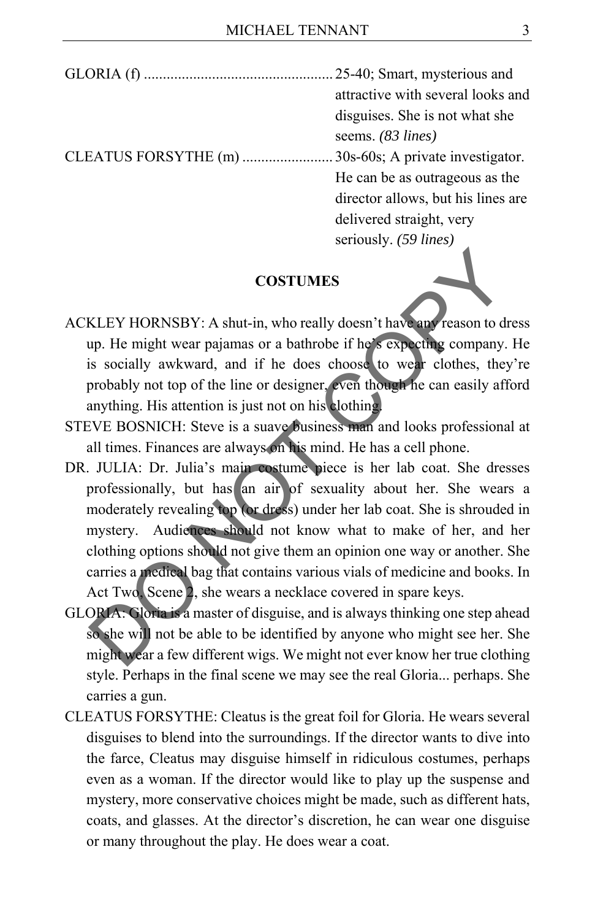GLORIA (f) .................................................. 25-40; Smart, mysterious and attractive with several looks and disguises. She is not what she seems. *(83 lines)*

CLEATUS FORSYTHE (m) ........................ 30s-60s; A private investigator. He can be as outrageous as the director allows, but his lines are delivered straight, very seriously. *(59 lines)*

## COSTUMES

ACKLEY HORNSBY: A shut-in, who really doesn't have any reason to dress up. He might wear pajamas or a bathrobe if he's expecting company. He is socially awkward, and if he does choose to wear clothes, they're probably not top of the line or designer, even though he can easily afford anything. His attention is just not on his clothing.

STEVE BOSNICH: Steve is a suave business man and looks professional at all times. Finances are always on his mind. He has a cell phone.

DR. JULIA: Dr. Julia's main costume piece is her lab coat. She dresses professionally, but has an air of sexuality about her. She wears a moderately revealing top (or dress) under her lab coat. She is shrouded in mystery. Audiences should not know what to make of her, and her clothing options should not give them an opinion one way or another. She carries a medical bag that contains various vials of medicine and books. In Act Two, Scene 2, she wears a necklace covered in spare keys.

GLORIA: Gloria is a master of disguise, and is always thinking one step ahead so she will not be able to be identified by anyone who might see her. She might wear a few different wigs. We might not ever know her true clothing style. Perhaps in the final scene we may see the real Gloria... perhaps. She carries a gun.

CLEATUS FORSYTHE: Cleatus is the great foil for Gloria. He wears several disguises to blend into the surroundings. If the director wants to dive into the farce, Cleatus may disguise himself in ridiculous costumes, perhaps even as a woman. If the director would like to play up the suspense and mystery, more conservative choices might be made, such as different hats, coats, and glasses. At the director's discretion, he can wear one disguise or many throughout the play. He does wear a coat.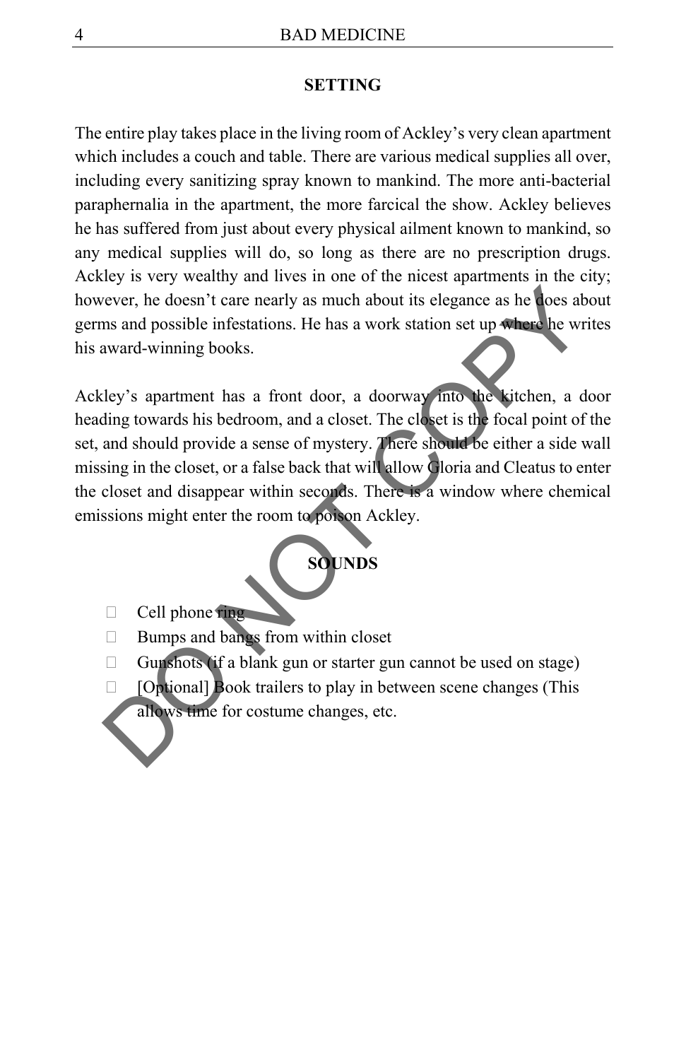## SETTING

The entire play takes place in the living room of Ackley's very clean apartment which includes a couch and table. There are various medical supplies all over, including every sanitizing spray known to mankind. The more anti-bacterial paraphernalia in the apartment, the more farcical the show. Ackley believes he has suffered from just about every physical ailment known to mankind, so any medical supplies will do, so long as there are no prescription drugs. Ackley is very wealthy and lives in one of the nicest apartments in the city; however, he doesn't care nearly as much about its elegance as he does about germs and possible infestations. He has a work station set up where he writes his award-winning books.

Ackley's apartment has a front door, a doorway into the kitchen, a door heading towards his bedroom, and a closet. The closet is the focal point of the set, and should provide a sense of mystery. There should be either a side wall missing in the closet, or a false back that will allow Gloria and Cleatus to enter the closet and disappear within seconds. There is a window where chemical emissions might enter the room to poison Ackley.

## SOUNDS

- Cell phone ring
- Bumps and bangs from within closet
- Gunshots (if a blank gun or starter gun cannot be used on stage)
- [Optional] Book trailers to play in between scene changes (This allows time for costume changes, etc.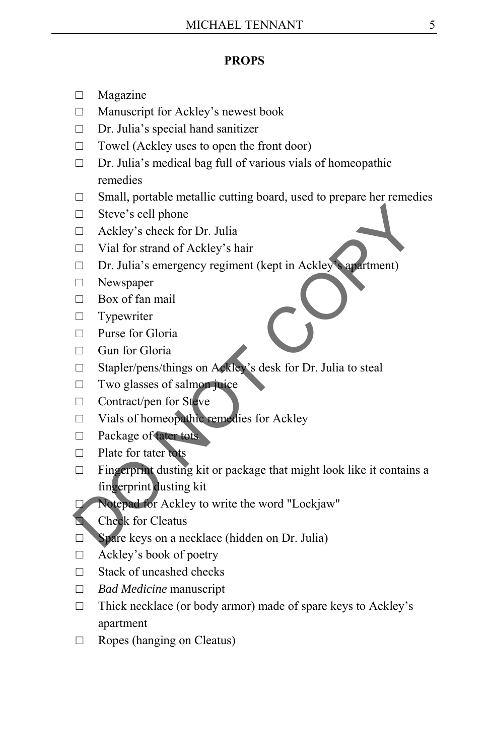## PROPS

- ☐ Magazine
- ☐ Manuscript for Ackley's newest book
- ☐ Dr. Julia's special hand sanitizer
- ☐ Towel (Ackley uses to open the front door)
- ☐ Dr. Julia's medical bag full of various vials of homeopathic remedies
- ☐ Small, portable metallic cutting board, used to prepare her remedies
- ☐ Steve's cell phone
- ☐ Ackley's check for Dr. Julia
- ☐ Vial for strand of Ackley's hair
- ☐ Dr. Julia's emergency regiment (kept in Ackley's apartment)
- ☐ Newspaper
- ☐ Box of fan mail
- ☐ Typewriter
- ☐ Purse for Gloria
- ☐ Gun for Gloria
- ☐ Stapler/pens/things on Ackley's desk for Dr. Julia to steal
- ☐ Two glasses of salmon juice
- ☐ Contract/pen for Steve
- ☐ Vials of homeopathic remedies for Ackley
- ☐ Package of tater tots
- ☐ Plate for tater tots
- ☐ Fingerprint dusting kit or package that might look like it contains a fingerprint dusting kit
- ☐ Notepad for Ackley to write the word "Lockjaw"
- ☐ Check for Cleatus
- ☐ Spare keys on a necklace (hidden on Dr. Julia)
- ☐ Ackley's book of poetry
- ☐ Stack of uncashed checks
- ☐ *Bad Medicine* manuscript
- ☐ Thick necklace (or body armor) made of spare keys to Ackley's apartment
- ☐ Ropes (hanging on Cleatus)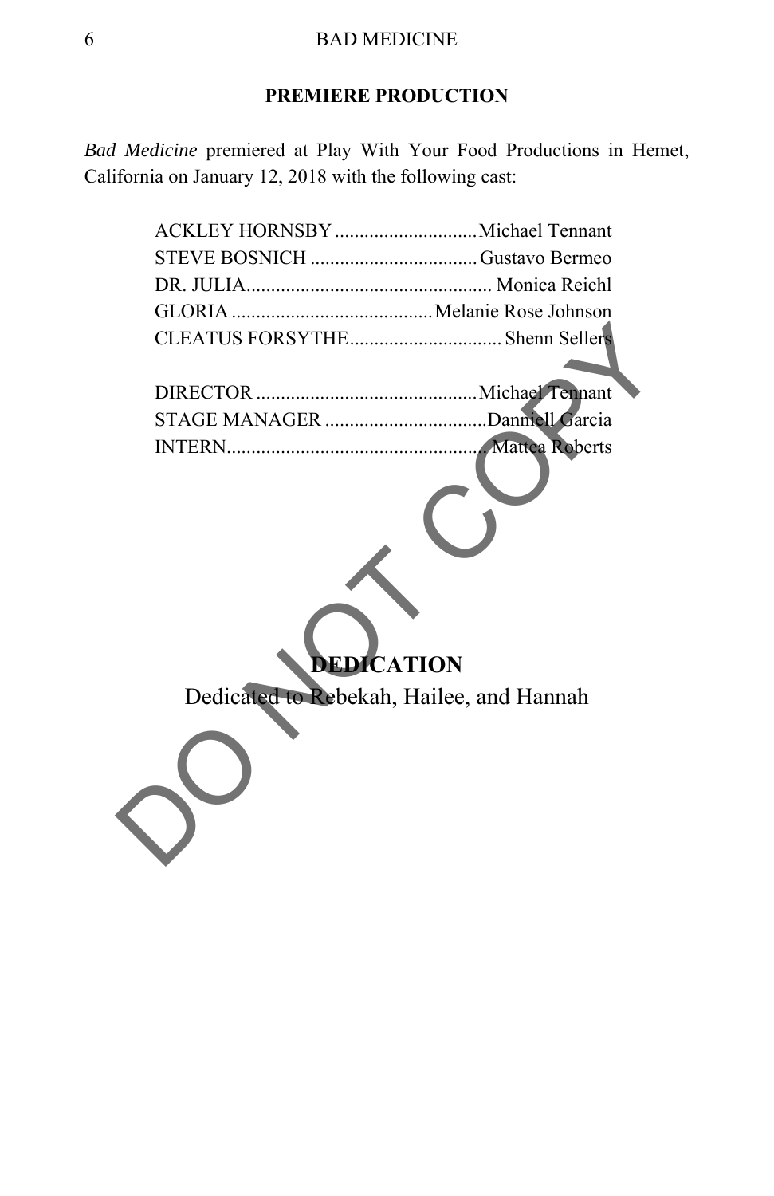## PREMIERE PRODUCTION

*Bad Medicine* premiered at Play With Your Food Productions in Hemet, California on January 12, 2018 with the following cast:

ACKLEY HORNSBY ............................ Michael Tennant
STEVE BOSNICH ................................. Gustavo Bermeo
DR. JULIA................................................. Monica Reichl
GLORIA ........................................ Melanie Rose Johnson
CLEATUS FORSYTHE.............................. Shenn Sellers

DIRECTOR ............................................ Michael Tennant
STAGE MANAGER ................................ Danniell Garcia
INTERN.................................................... Mattea Roberts

## DEDICATION

Dedicated to Rebekah, Hailee, and Hannah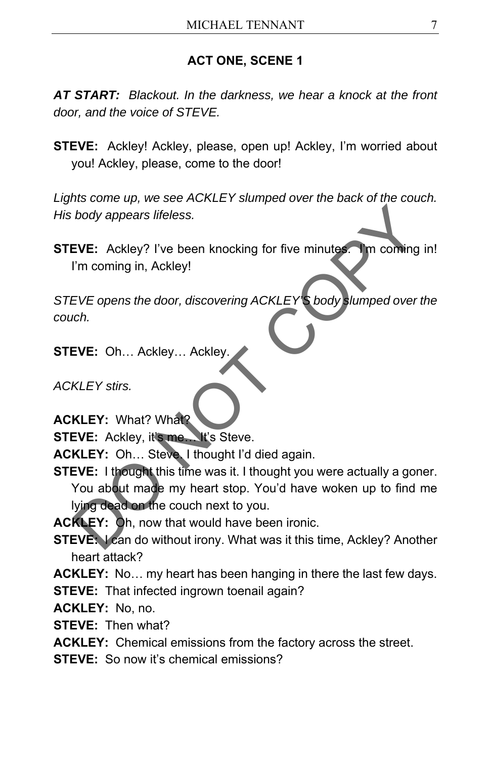### ACT ONE, SCENE 1

***AT START:*** *Blackout. In the darkness, we hear a knock at the front door, and the voice of STEVE.*

**STEVE:** Ackley! Ackley, please, open up! Ackley, I'm worried about you! Ackley, please, come to the door!

*Lights come up, we see ACKLEY slumped over the back of the couch. His body appears lifeless.*

**STEVE:** Ackley? I've been knocking for five minutes. I'm coming in! I'm coming in, Ackley!

*STEVE opens the door, discovering ACKLEY'S body slumped over the couch.*

**STEVE:** Oh… Ackley… Ackley.

*ACKLEY stirs.*

**ACKLEY:** What? What?

**STEVE:** Ackley, it's me… It's Steve.

**ACKLEY:** Oh… Steve. I thought I'd died again.

**STEVE:** I thought this time was it. I thought you were actually a goner. You about made my heart stop. You'd have woken up to find me lying dead on the couch next to you.

**ACKLEY:** Oh, now that would have been ironic.

**STEVE:** I can do without irony. What was it this time, Ackley? Another heart attack?

**ACKLEY:** No… my heart has been hanging in there the last few days.

**STEVE:** That infected ingrown toenail again?

**ACKLEY:** No, no.

**STEVE:** Then what?

**ACKLEY:** Chemical emissions from the factory across the street.

**STEVE:** So now it's chemical emissions?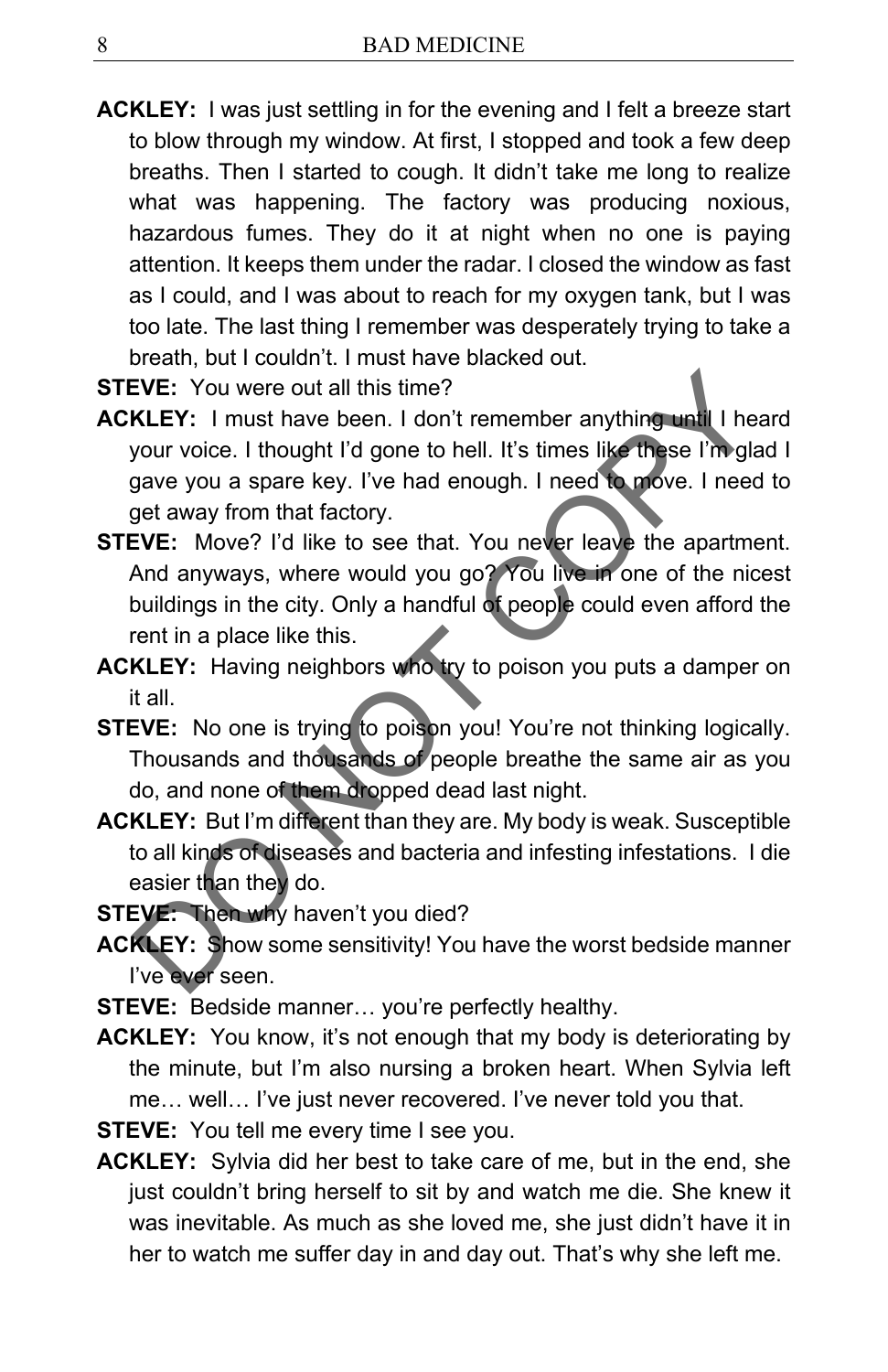**ACKLEY:** I was just settling in for the evening and I felt a breeze start to blow through my window. At first, I stopped and took a few deep breaths. Then I started to cough. It didn't take me long to realize what was happening. The factory was producing noxious, hazardous fumes. They do it at night when no one is paying attention. It keeps them under the radar. I closed the window as fast as I could, and I was about to reach for my oxygen tank, but I was too late. The last thing I remember was desperately trying to take a breath, but I couldn't. I must have blacked out.

**STEVE:** You were out all this time?

**ACKLEY:** I must have been. I don't remember anything until I heard your voice. I thought I'd gone to hell. It's times like these I'm glad I gave you a spare key. I've had enough. I need to move. I need to get away from that factory.

**STEVE:** Move? I'd like to see that. You never leave the apartment. And anyways, where would you go? You live in one of the nicest buildings in the city. Only a handful of people could even afford the rent in a place like this.

**ACKLEY:** Having neighbors who try to poison you puts a damper on it all.

**STEVE:** No one is trying to poison you! You're not thinking logically. Thousands and thousands of people breathe the same air as you do, and none of them dropped dead last night.

**ACKLEY:** But I'm different than they are. My body is weak. Susceptible to all kinds of diseases and bacteria and infesting infestations. I die easier than they do.

**STEVE:** Then why haven't you died?

**ACKLEY:** Show some sensitivity! You have the worst bedside manner I've ever seen.

**STEVE:** Bedside manner… you're perfectly healthy.

**ACKLEY:** You know, it's not enough that my body is deteriorating by the minute, but I'm also nursing a broken heart. When Sylvia left me… well… I've just never recovered. I've never told you that.

**STEVE:** You tell me every time I see you.

**ACKLEY:** Sylvia did her best to take care of me, but in the end, she just couldn't bring herself to sit by and watch me die. She knew it was inevitable. As much as she loved me, she just didn't have it in her to watch me suffer day in and day out. That's why she left me.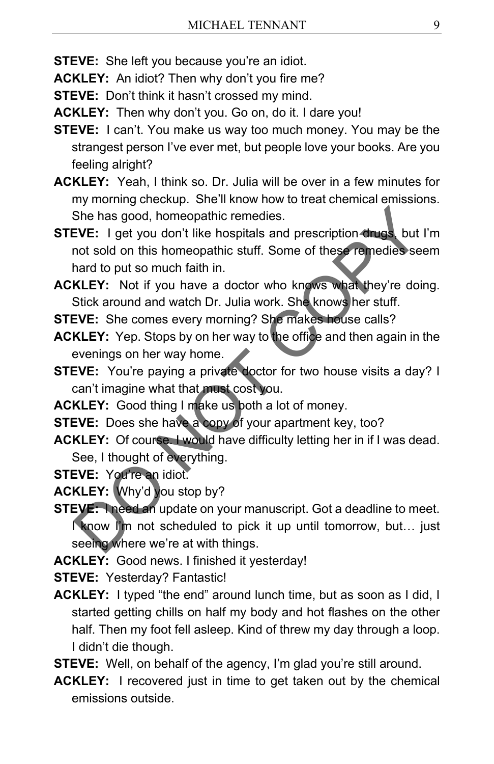**STEVE:** She left you because you're an idiot.

**ACKLEY:** An idiot? Then why don't you fire me?

**STEVE:** Don't think it hasn't crossed my mind.

**ACKLEY:** Then why don't you. Go on, do it. I dare you!

**STEVE:** I can't. You make us way too much money. You may be the strangest person I've ever met, but people love your books. Are you feeling alright?

**ACKLEY:** Yeah, I think so. Dr. Julia will be over in a few minutes for my morning checkup. She'll know how to treat chemical emissions. She has good, homeopathic remedies.

**STEVE:** I get you don't like hospitals and prescription drugs, but I'm not sold on this homeopathic stuff. Some of these remedies seem hard to put so much faith in.

**ACKLEY:** Not if you have a doctor who knows what they're doing. Stick around and watch Dr. Julia work. She knows her stuff.

**STEVE:** She comes every morning? She makes house calls?

**ACKLEY:** Yep. Stops by on her way to the office and then again in the evenings on her way home.

**STEVE:** You're paying a private doctor for two house visits a day? I can't imagine what that must cost you.

**ACKLEY:** Good thing I make us both a lot of money.

**STEVE:** Does she have a copy of your apartment key, too?

**ACKLEY:** Of course. I would have difficulty letting her in if I was dead. See, I thought of everything.

**STEVE:** You're an idiot.

**ACKLEY:** Why'd you stop by?

**STEVE:** I need an update on your manuscript. Got a deadline to meet. I know I'm not scheduled to pick it up until tomorrow, but… just seeing where we're at with things.

**ACKLEY:** Good news. I finished it yesterday!

**STEVE:** Yesterday? Fantastic!

**ACKLEY:** I typed "the end" around lunch time, but as soon as I did, I started getting chills on half my body and hot flashes on the other half. Then my foot fell asleep. Kind of threw my day through a loop. I didn't die though.

**STEVE:** Well, on behalf of the agency, I'm glad you're still around.

**ACKLEY:** I recovered just in time to get taken out by the chemical emissions outside.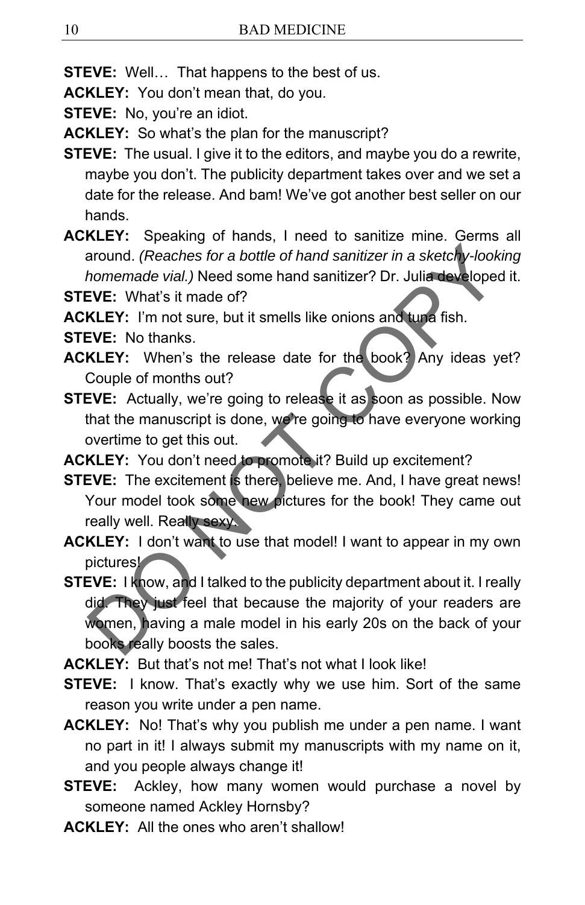**STEVE:** Well… That happens to the best of us.

**ACKLEY:** You don't mean that, do you.

**STEVE:** No, you're an idiot.

**ACKLEY:** So what's the plan for the manuscript?

**STEVE:** The usual. I give it to the editors, and maybe you do a rewrite, maybe you don't. The publicity department takes over and we set a date for the release. And bam! We've got another best seller on our hands.

**ACKLEY:** Speaking of hands, I need to sanitize mine. Germs all around. *(Reaches for a bottle of hand sanitizer in a sketchy-looking homemade vial.)* Need some hand sanitizer? Dr. Julia developed it.

**STEVE:** What's it made of?

**ACKLEY:** I'm not sure, but it smells like onions and tuna fish.

**STEVE:** No thanks.

**ACKLEY:** When's the release date for the book? Any ideas yet? Couple of months out?

**STEVE:** Actually, we're going to release it as soon as possible. Now that the manuscript is done, we're going to have everyone working overtime to get this out.

**ACKLEY:** You don't need to promote it? Build up excitement?

**STEVE:** The excitement is there, believe me. And, I have great news! Your model took some new pictures for the book! They came out really well. Really sexy.

**ACKLEY:** I don't want to use that model! I want to appear in my own pictures!

**STEVE:** I know, and I talked to the publicity department about it. I really did. They just feel that because the majority of your readers are women, having a male model in his early 20s on the back of your books really boosts the sales.

**ACKLEY:** But that's not me! That's not what I look like!

**STEVE:** I know. That's exactly why we use him. Sort of the same reason you write under a pen name.

**ACKLEY:** No! That's why you publish me under a pen name. I want no part in it! I always submit my manuscripts with my name on it, and you people always change it!

**STEVE:** Ackley, how many women would purchase a novel by someone named Ackley Hornsby?

**ACKLEY:** All the ones who aren't shallow!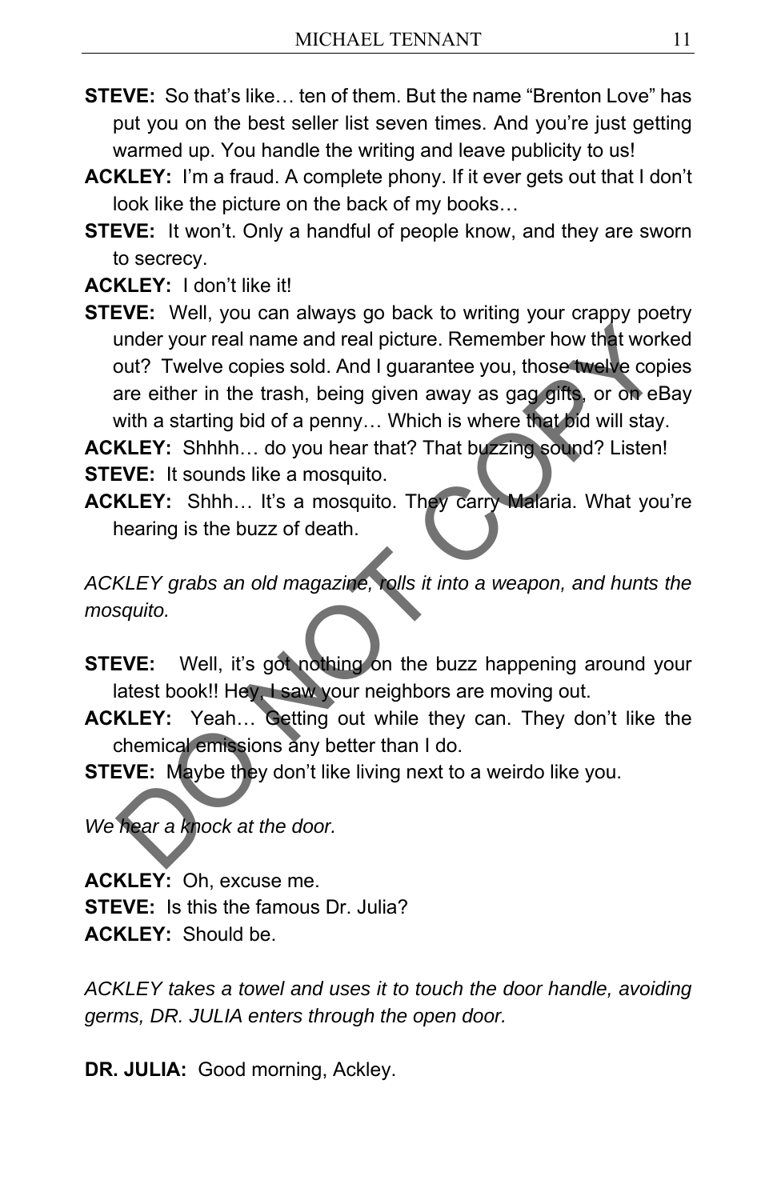**STEVE:** So that's like… ten of them. But the name "Brenton Love" has put you on the best seller list seven times. And you're just getting warmed up. You handle the writing and leave publicity to us!

**ACKLEY:** I'm a fraud. A complete phony. If it ever gets out that I don't look like the picture on the back of my books…

**STEVE:** It won't. Only a handful of people know, and they are sworn to secrecy.

**ACKLEY:** I don't like it!

**STEVE:** Well, you can always go back to writing your crappy poetry under your real name and real picture. Remember how that worked out? Twelve copies sold. And I guarantee you, those twelve copies are either in the trash, being given away as gag gifts, or on eBay with a starting bid of a penny… Which is where that bid will stay.

**ACKLEY:** Shhhh… do you hear that? That buzzing sound? Listen!

**STEVE:** It sounds like a mosquito.

**ACKLEY:** Shhh… It's a mosquito. They carry Malaria. What you're hearing is the buzz of death.

*ACKLEY grabs an old magazine, rolls it into a weapon, and hunts the mosquito.*

**STEVE:** Well, it's got nothing on the buzz happening around your latest book!! Hey, I saw your neighbors are moving out.

**ACKLEY:** Yeah… Getting out while they can. They don't like the chemical emissions any better than I do.

**STEVE:** Maybe they don't like living next to a weirdo like you.

*We hear a knock at the door.*

**ACKLEY:** Oh, excuse me.

**STEVE:** Is this the famous Dr. Julia?

**ACKLEY:** Should be.

*ACKLEY takes a towel and uses it to touch the door handle, avoiding germs, DR. JULIA enters through the open door.*

**DR. JULIA:** Good morning, Ackley.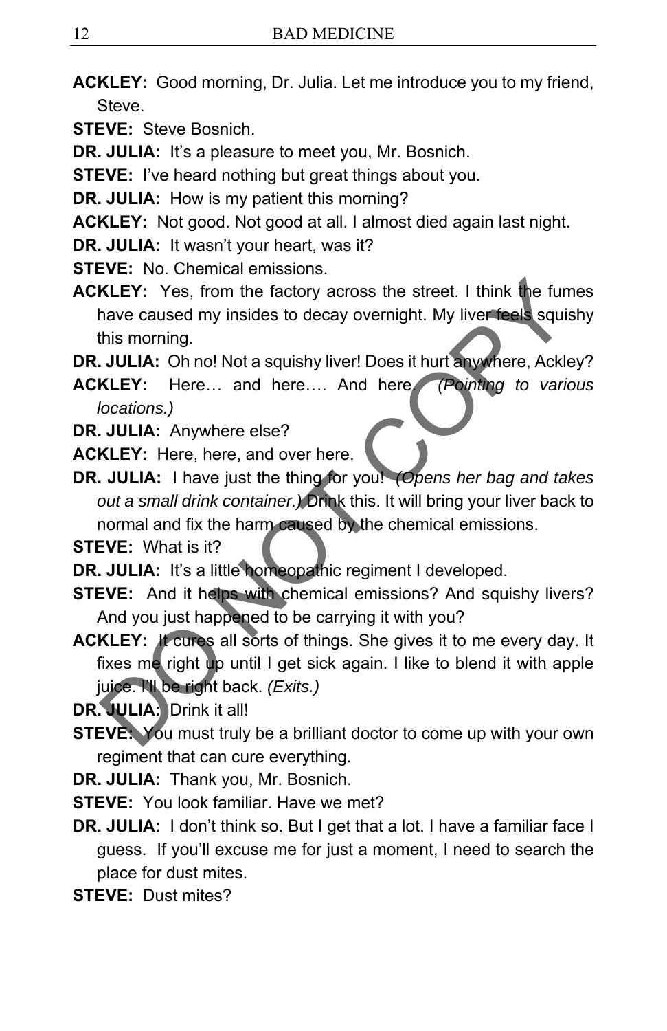**ACKLEY:** Good morning, Dr. Julia. Let me introduce you to my friend, Steve.

**STEVE:** Steve Bosnich.

**DR. JULIA:** It's a pleasure to meet you, Mr. Bosnich.

**STEVE:** I've heard nothing but great things about you.

**DR. JULIA:** How is my patient this morning?

**ACKLEY:** Not good. Not good at all. I almost died again last night.

**DR. JULIA:** It wasn't your heart, was it?

**STEVE:** No. Chemical emissions.

**ACKLEY:** Yes, from the factory across the street. I think the fumes have caused my insides to decay overnight. My liver feels squishy this morning.

**DR. JULIA:** Oh no! Not a squishy liver! Does it hurt anywhere, Ackley?

**ACKLEY:** Here… and here…. And here. *(Pointing to various locations.)*

**DR. JULIA:** Anywhere else?

**ACKLEY:** Here, here, and over here.

**DR. JULIA:** I have just the thing for you! *(Opens her bag and takes out a small drink container.)* Drink this. It will bring your liver back to normal and fix the harm caused by the chemical emissions.

**STEVE:** What is it?

**DR. JULIA:** It's a little homeopathic regiment I developed.

**STEVE:** And it helps with chemical emissions? And squishy livers? And you just happened to be carrying it with you?

**ACKLEY:** It cures all sorts of things. She gives it to me every day. It fixes me right up until I get sick again. I like to blend it with apple juice. I'll be right back. *(Exits.)*

**DR. JULIA:** Drink it all!

**STEVE:** You must truly be a brilliant doctor to come up with your own regiment that can cure everything.

**DR. JULIA:** Thank you, Mr. Bosnich.

**STEVE:** You look familiar. Have we met?

**DR. JULIA:** I don't think so. But I get that a lot. I have a familiar face I guess. If you'll excuse me for just a moment, I need to search the place for dust mites.

**STEVE:** Dust mites?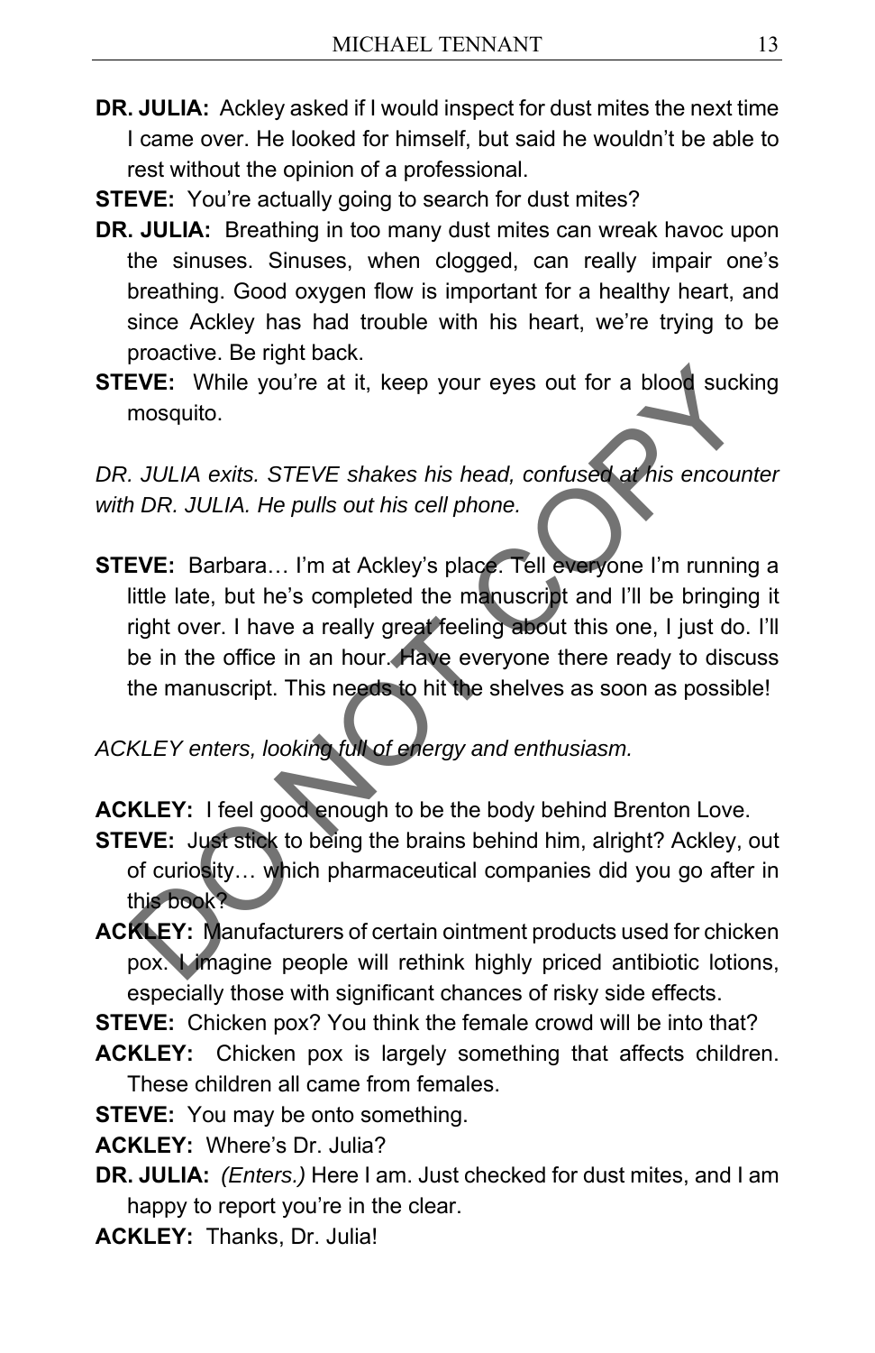**DR. JULIA:** Ackley asked if I would inspect for dust mites the next time I came over. He looked for himself, but said he wouldn't be able to rest without the opinion of a professional.

**STEVE:** You're actually going to search for dust mites?

**DR. JULIA:** Breathing in too many dust mites can wreak havoc upon the sinuses. Sinuses, when clogged, can really impair one's breathing. Good oxygen flow is important for a healthy heart, and since Ackley has had trouble with his heart, we're trying to be proactive. Be right back.

**STEVE:** While you're at it, keep your eyes out for a blood sucking mosquito.

*DR. JULIA exits. STEVE shakes his head, confused at his encounter with DR. JULIA. He pulls out his cell phone.*

**STEVE:** Barbara… I'm at Ackley's place. Tell everyone I'm running a little late, but he's completed the manuscript and I'll be bringing it right over. I have a really great feeling about this one, I just do. I'll be in the office in an hour. Have everyone there ready to discuss the manuscript. This needs to hit the shelves as soon as possible!

*ACKLEY enters, looking full of energy and enthusiasm.*

**ACKLEY:** I feel good enough to be the body behind Brenton Love.

**STEVE:** Just stick to being the brains behind him, alright? Ackley, out of curiosity… which pharmaceutical companies did you go after in this book?

**ACKLEY:** Manufacturers of certain ointment products used for chicken pox. I imagine people will rethink highly priced antibiotic lotions, especially those with significant chances of risky side effects.

**STEVE:** Chicken pox? You think the female crowd will be into that?

**ACKLEY:** Chicken pox is largely something that affects children. These children all came from females.

**STEVE:** You may be onto something.

**ACKLEY:** Where's Dr. Julia?

**DR. JULIA:** *(Enters.)* Here I am. Just checked for dust mites, and I am happy to report you're in the clear.

**ACKLEY:** Thanks, Dr. Julia!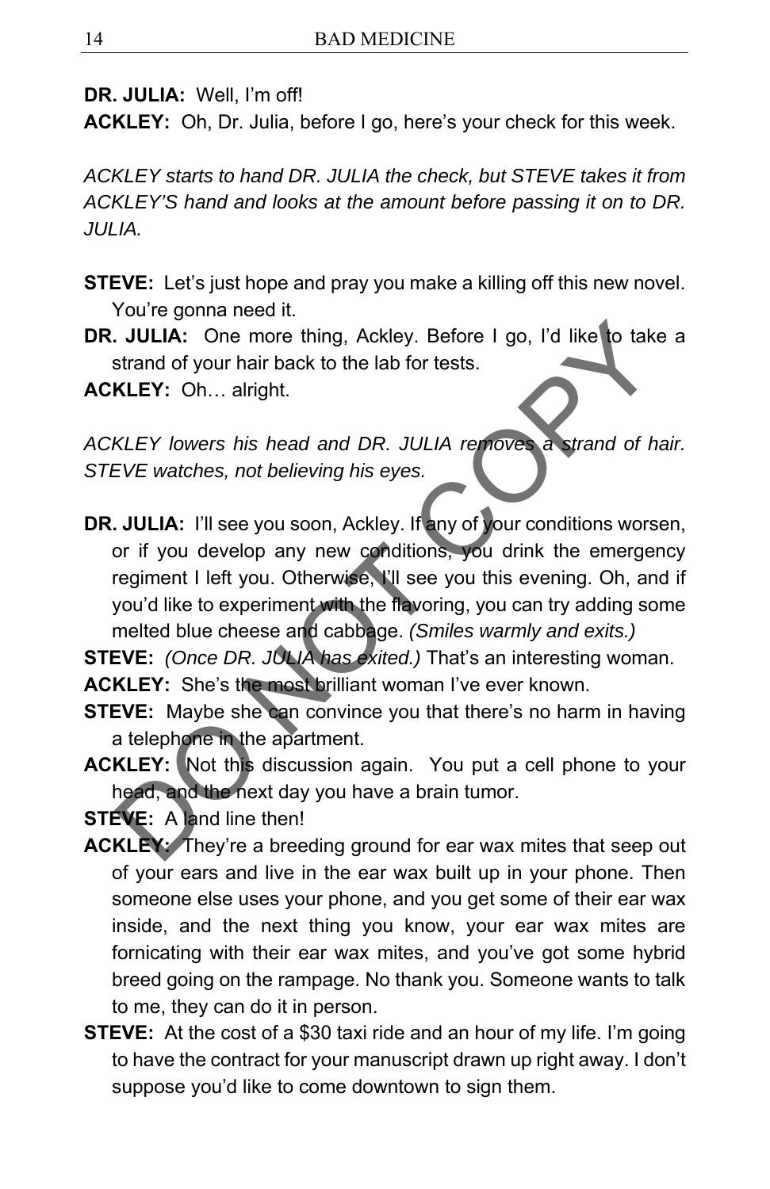**DR. JULIA:** Well, I'm off!

**ACKLEY:** Oh, Dr. Julia, before I go, here's your check for this week.

*ACKLEY starts to hand DR. JULIA the check, but STEVE takes it from ACKLEY'S hand and looks at the amount before passing it on to DR. JULIA.*

**STEVE:** Let's just hope and pray you make a killing off this new novel. You're gonna need it.

**DR. JULIA:** One more thing, Ackley. Before I go, I'd like to take a strand of your hair back to the lab for tests.

**ACKLEY:** Oh… alright.

*ACKLEY lowers his head and DR. JULIA removes a strand of hair. STEVE watches, not believing his eyes.*

**DR. JULIA:** I'll see you soon, Ackley. If any of your conditions worsen, or if you develop any new conditions, you drink the emergency regiment I left you. Otherwise, I'll see you this evening. Oh, and if you'd like to experiment with the flavoring, you can try adding some melted blue cheese and cabbage. *(Smiles warmly and exits.)*

**STEVE:** *(Once DR. JULIA has exited.)* That's an interesting woman.

**ACKLEY:** She's the most brilliant woman I've ever known.

**STEVE:** Maybe she can convince you that there's no harm in having a telephone in the apartment.

**ACKLEY:** Not this discussion again. You put a cell phone to your head, and the next day you have a brain tumor.

**STEVE:** A land line then!

**ACKLEY:** They're a breeding ground for ear wax mites that seep out of your ears and live in the ear wax built up in your phone. Then someone else uses your phone, and you get some of their ear wax inside, and the next thing you know, your ear wax mites are fornicating with their ear wax mites, and you've got some hybrid breed going on the rampage. No thank you. Someone wants to talk to me, they can do it in person.

**STEVE:** At the cost of a $30 taxi ride and an hour of my life. I'm going to have the contract for your manuscript drawn up right away. I don't suppose you'd like to come downtown to sign them.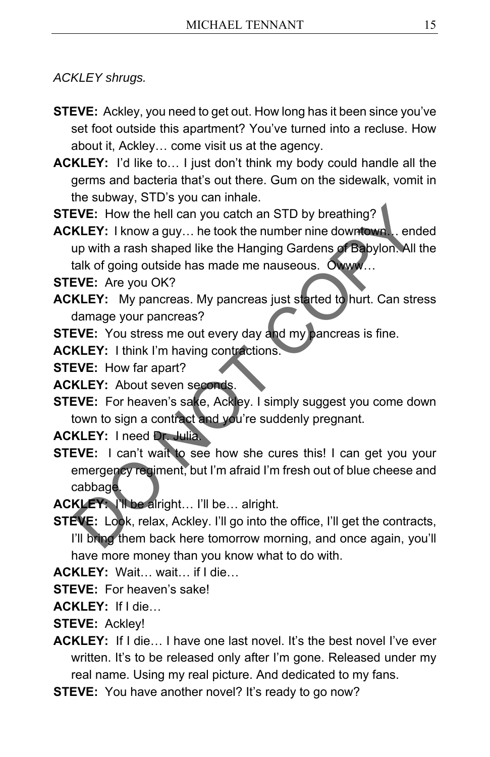*ACKLEY shrugs.*

**STEVE:** Ackley, you need to get out. How long has it been since you've set foot outside this apartment? You've turned into a recluse. How about it, Ackley… come visit us at the agency.

**ACKLEY:** I'd like to… I just don't think my body could handle all the germs and bacteria that's out there. Gum on the sidewalk, vomit in the subway, STD's you can inhale.

**STEVE:** How the hell can you catch an STD by breathing?

**ACKLEY:** I know a guy… he took the number nine downtown… ended up with a rash shaped like the Hanging Gardens of Babylon. All the talk of going outside has made me nauseous. Owww…

**STEVE:** Are you OK?

**ACKLEY:** My pancreas. My pancreas just started to hurt. Can stress damage your pancreas?

**STEVE:** You stress me out every day and my pancreas is fine.

**ACKLEY:** I think I'm having contractions.

**STEVE:** How far apart?

**ACKLEY:** About seven seconds.

**STEVE:** For heaven's sake, Ackley. I simply suggest you come down town to sign a contract and you're suddenly pregnant.

**ACKLEY:** I need Dr. Julia.

**STEVE:** I can't wait to see how she cures this! I can get you your emergency regiment, but I'm afraid I'm fresh out of blue cheese and cabbage.

**ACKLEY:** I'll be alright… I'll be… alright.

**STEVE:** Look, relax, Ackley. I'll go into the office, I'll get the contracts, I'll bring them back here tomorrow morning, and once again, you'll have more money than you know what to do with.

**ACKLEY:** Wait… wait… if I die…

**STEVE:** For heaven's sake!

**ACKLEY:** If I die…

**STEVE:** Ackley!

**ACKLEY:** If I die… I have one last novel. It's the best novel I've ever written. It's to be released only after I'm gone. Released under my real name. Using my real picture. And dedicated to my fans.

**STEVE:** You have another novel? It's ready to go now?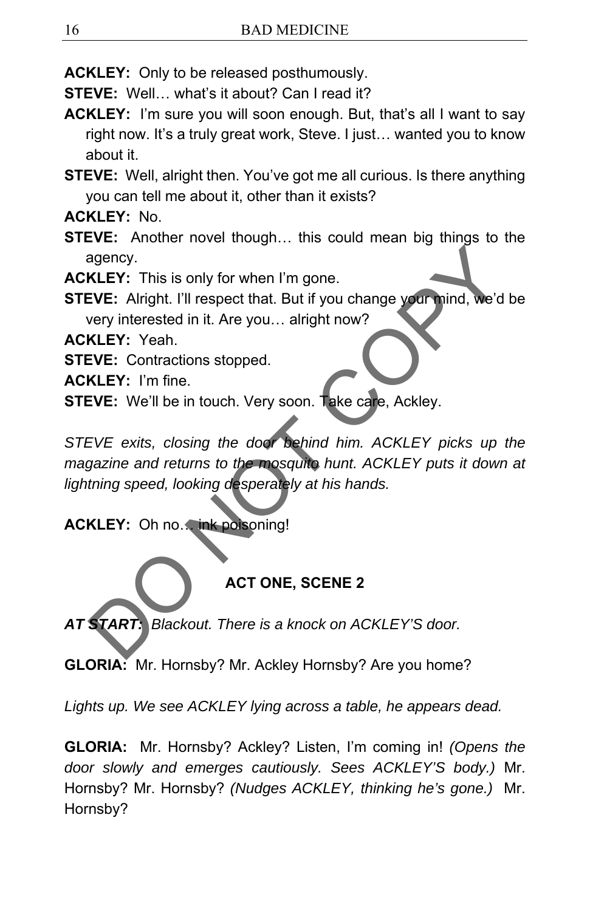**ACKLEY:** Only to be released posthumously.

**STEVE:** Well… what's it about? Can I read it?

**ACKLEY:** I'm sure you will soon enough. But, that's all I want to say right now. It's a truly great work, Steve. I just… wanted you to know about it.

**STEVE:** Well, alright then. You've got me all curious. Is there anything you can tell me about it, other than it exists?

**ACKLEY:** No.

**STEVE:** Another novel though… this could mean big things to the agency.

**ACKLEY:** This is only for when I'm gone.

**STEVE:** Alright. I'll respect that. But if you change your mind, we'd be very interested in it. Are you… alright now?

**ACKLEY:** Yeah.

**STEVE:** Contractions stopped.

**ACKLEY:** I'm fine.

**STEVE:** We'll be in touch. Very soon. Take care, Ackley.

*STEVE exits, closing the door behind him. ACKLEY picks up the magazine and returns to the mosquito hunt. ACKLEY puts it down at lightning speed, looking desperately at his hands.*

**ACKLEY:** Oh no… ink poisoning!

## ACT ONE, SCENE 2

***AT START:** Blackout. There is a knock on ACKLEY'S door.*

**GLORIA:** Mr. Hornsby? Mr. Ackley Hornsby? Are you home?

*Lights up. We see ACKLEY lying across a table, he appears dead.*

**GLORIA:** Mr. Hornsby? Ackley? Listen, I'm coming in! *(Opens the door slowly and emerges cautiously. Sees ACKLEY'S body.)* Mr. Hornsby? Mr. Hornsby? *(Nudges ACKLEY, thinking he's gone.)* Mr. Hornsby?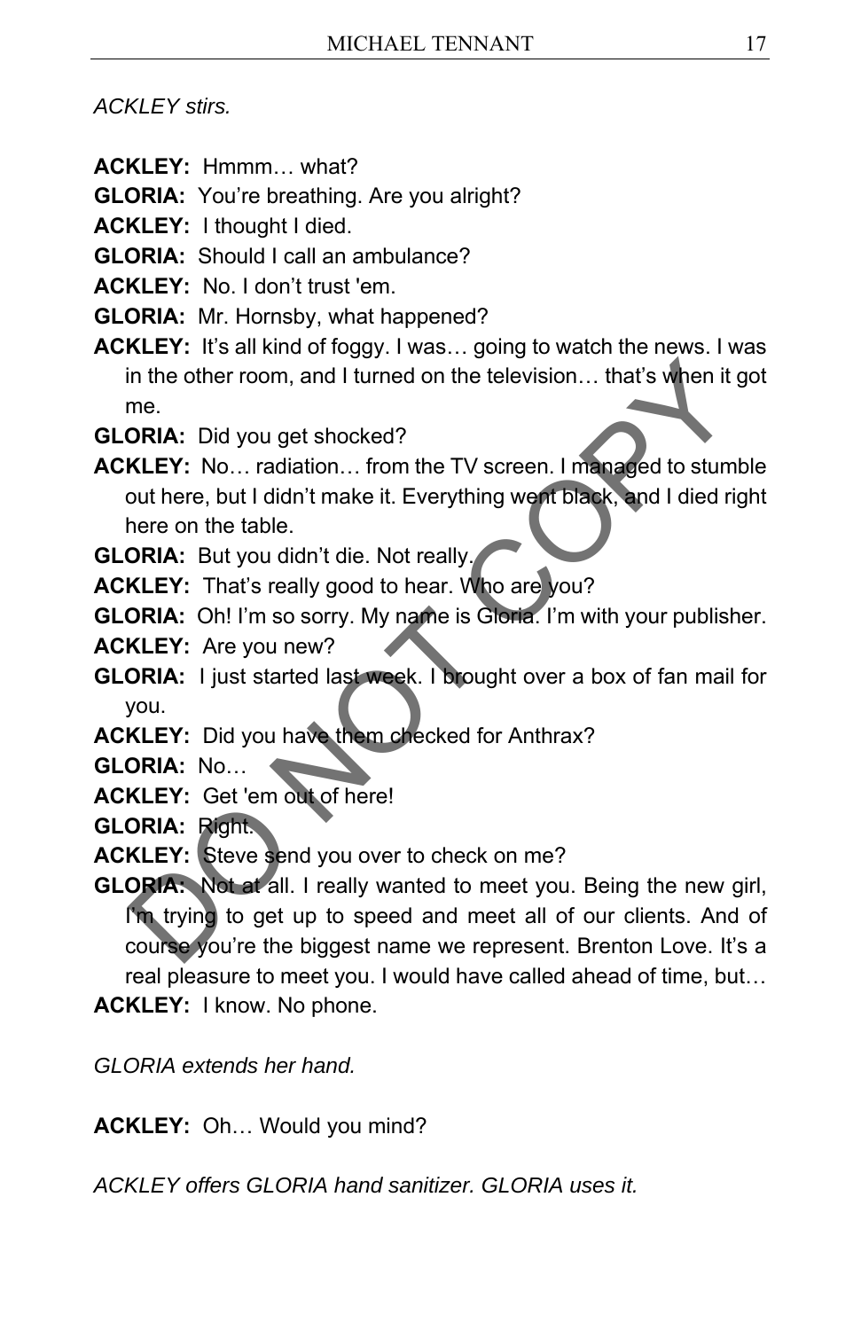*ACKLEY stirs.*

**ACKLEY:** Hmmm… what?

**GLORIA:** You're breathing. Are you alright?

**ACKLEY:** I thought I died.

**GLORIA:** Should I call an ambulance?

**ACKLEY:** No. I don't trust 'em.

**GLORIA:** Mr. Hornsby, what happened?

**ACKLEY:** It's all kind of foggy. I was… going to watch the news. I was in the other room, and I turned on the television… that's when it got me.

**GLORIA:** Did you get shocked?

**ACKLEY:** No… radiation… from the TV screen. I managed to stumble out here, but I didn't make it. Everything went black, and I died right here on the table.

**GLORIA:** But you didn't die. Not really.

**ACKLEY:** That's really good to hear. Who are you?

**GLORIA:** Oh! I'm so sorry. My name is Gloria. I'm with your publisher.

**ACKLEY:** Are you new?

**GLORIA:** I just started last week. I brought over a box of fan mail for you.

**ACKLEY:** Did you have them checked for Anthrax?

**GLORIA:** No…

**ACKLEY:** Get 'em out of here!

**GLORIA:** Right.

**ACKLEY:** Steve send you over to check on me?

**GLORIA:** Not at all. I really wanted to meet you. Being the new girl, I'm trying to get up to speed and meet all of our clients. And of course you're the biggest name we represent. Brenton Love. It's a real pleasure to meet you. I would have called ahead of time, but…

**ACKLEY:** I know. No phone.

*GLORIA extends her hand.*

**ACKLEY:** Oh… Would you mind?

*ACKLEY offers GLORIA hand sanitizer. GLORIA uses it.*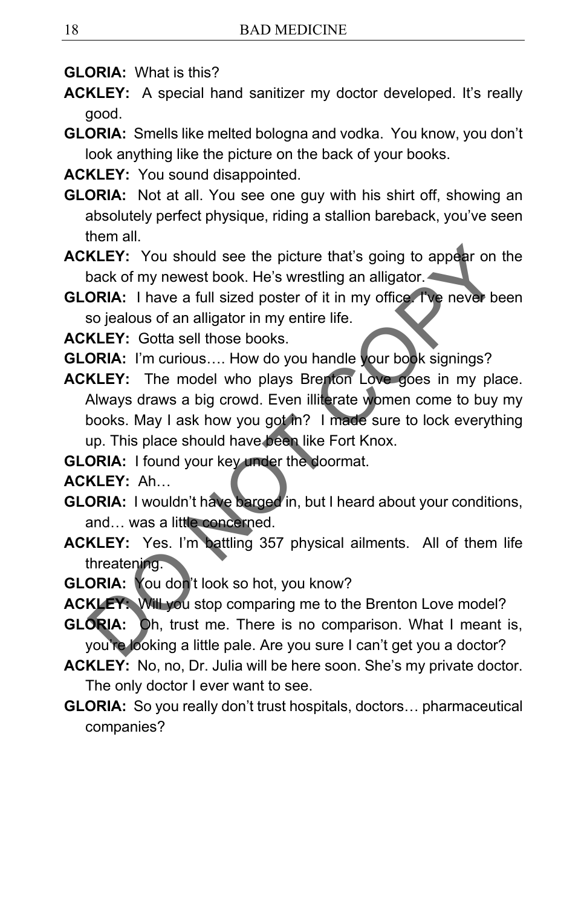**GLORIA:** What is this?

**ACKLEY:** A special hand sanitizer my doctor developed. It's really good.

**GLORIA:** Smells like melted bologna and vodka. You know, you don't look anything like the picture on the back of your books.

**ACKLEY:** You sound disappointed.

**GLORIA:** Not at all. You see one guy with his shirt off, showing an absolutely perfect physique, riding a stallion bareback, you've seen them all.

**ACKLEY:** You should see the picture that's going to appear on the back of my newest book. He's wrestling an alligator.

**GLORIA:** I have a full sized poster of it in my office. I've never been so jealous of an alligator in my entire life.

**ACKLEY:** Gotta sell those books.

**GLORIA:** I'm curious…. How do you handle your book signings?

**ACKLEY:** The model who plays Brenton Love goes in my place. Always draws a big crowd. Even illiterate women come to buy my books. May I ask how you got in? I made sure to lock everything up. This place should have been like Fort Knox.

**GLORIA:** I found your key under the doormat.

**ACKLEY:** Ah…

**GLORIA:** I wouldn't have barged in, but I heard about your conditions, and… was a little concerned.

**ACKLEY:** Yes. I'm battling 357 physical ailments. All of them life threatening.

**GLORIA:** You don't look so hot, you know?

**ACKLEY:** Will you stop comparing me to the Brenton Love model?

**GLORIA:** Oh, trust me. There is no comparison. What I meant is, you're looking a little pale. Are you sure I can't get you a doctor?

**ACKLEY:** No, no, Dr. Julia will be here soon. She's my private doctor. The only doctor I ever want to see.

**GLORIA:** So you really don't trust hospitals, doctors… pharmaceutical companies?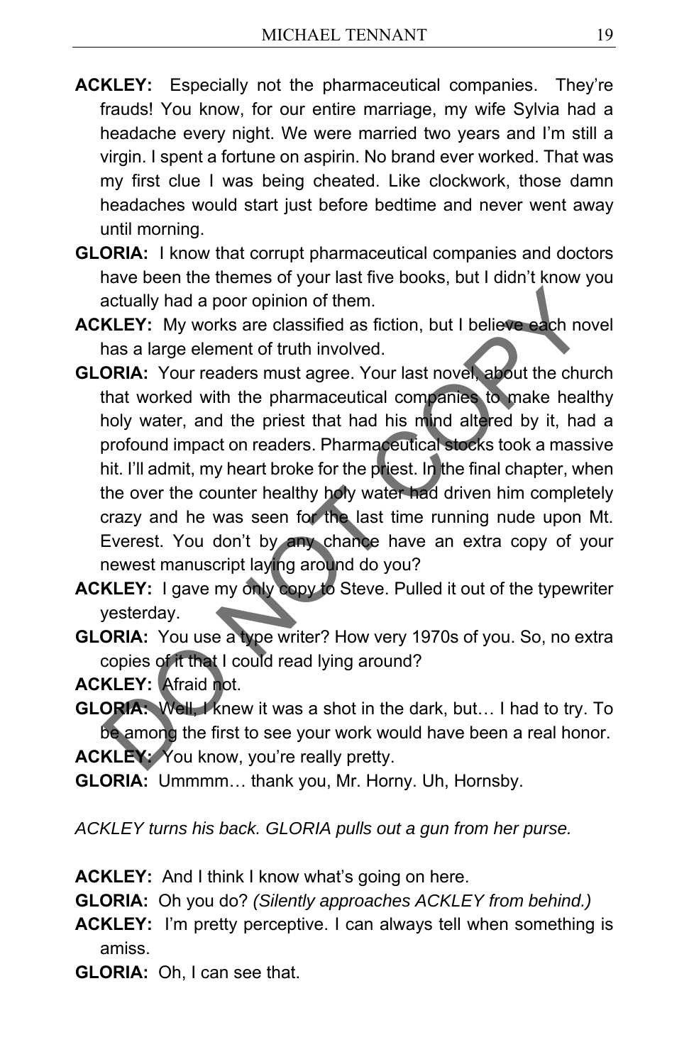**ACKLEY:** Especially not the pharmaceutical companies. They're frauds! You know, for our entire marriage, my wife Sylvia had a headache every night. We were married two years and I'm still a virgin. I spent a fortune on aspirin. No brand ever worked. That was my first clue I was being cheated. Like clockwork, those damn headaches would start just before bedtime and never went away until morning.

**GLORIA:** I know that corrupt pharmaceutical companies and doctors have been the themes of your last five books, but I didn't know you actually had a poor opinion of them.

**ACKLEY:** My works are classified as fiction, but I believe each novel has a large element of truth involved.

**GLORIA:** Your readers must agree. Your last novel, about the church that worked with the pharmaceutical companies to make healthy holy water, and the priest that had his mind altered by it, had a profound impact on readers. Pharmaceutical stocks took a massive hit. I'll admit, my heart broke for the priest. In the final chapter, when the over the counter healthy holy water had driven him completely crazy and he was seen for the last time running nude upon Mt. Everest. You don't by any chance have an extra copy of your newest manuscript laying around do you?

**ACKLEY:** I gave my only copy to Steve. Pulled it out of the typewriter yesterday.

**GLORIA:** You use a type writer? How very 1970s of you. So, no extra copies of it that I could read lying around?

**ACKLEY:** Afraid not.

**GLORIA:** Well, I knew it was a shot in the dark, but… I had to try. To be among the first to see your work would have been a real honor.

**ACKLEY:** You know, you're really pretty.

**GLORIA:** Ummmm… thank you, Mr. Horny. Uh, Hornsby.

*ACKLEY turns his back. GLORIA pulls out a gun from her purse.*

**ACKLEY:** And I think I know what's going on here.

**GLORIA:** Oh you do? *(Silently approaches ACKLEY from behind.)*

**ACKLEY:** I'm pretty perceptive. I can always tell when something is amiss.

**GLORIA:** Oh, I can see that.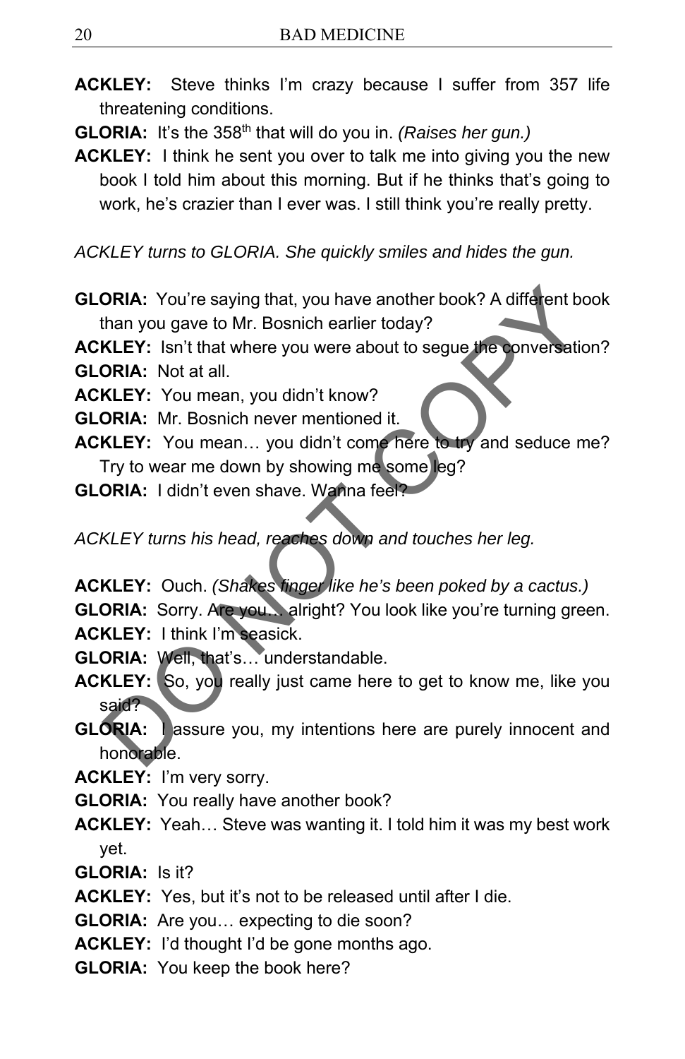**ACKLEY:** Steve thinks I'm crazy because I suffer from 357 life threatening conditions.

**GLORIA:** It's the 358th that will do you in. *(Raises her gun.)*

**ACKLEY:** I think he sent you over to talk me into giving you the new book I told him about this morning. But if he thinks that's going to work, he's crazier than I ever was. I still think you're really pretty.

*ACKLEY turns to GLORIA. She quickly smiles and hides the gun.*

**GLORIA:** You're saying that, you have another book? A different book than you gave to Mr. Bosnich earlier today?

**ACKLEY:** Isn't that where you were about to segue the conversation?

**GLORIA:** Not at all.

**ACKLEY:** You mean, you didn't know?

**GLORIA:** Mr. Bosnich never mentioned it.

**ACKLEY:** You mean… you didn't come here to try and seduce me? Try to wear me down by showing me some leg?

**GLORIA:** I didn't even shave. Wanna feel?

*ACKLEY turns his head, reaches down and touches her leg.*

**ACKLEY:** Ouch. *(Shakes finger like he's been poked by a cactus.)*

**GLORIA:** Sorry. Are you… alright? You look like you're turning green.

**ACKLEY:** I think I'm seasick.

**GLORIA:** Well, that's… understandable.

**ACKLEY:** So, you really just came here to get to know me, like you said?

**GLORIA:** I assure you, my intentions here are purely innocent and honorable.

**ACKLEY:** I'm very sorry.

**GLORIA:** You really have another book?

**ACKLEY:** Yeah… Steve was wanting it. I told him it was my best work yet.

**GLORIA:** Is it?

**ACKLEY:** Yes, but it's not to be released until after I die.

**GLORIA:** Are you… expecting to die soon?

**ACKLEY:** I'd thought I'd be gone months ago.

**GLORIA:** You keep the book here?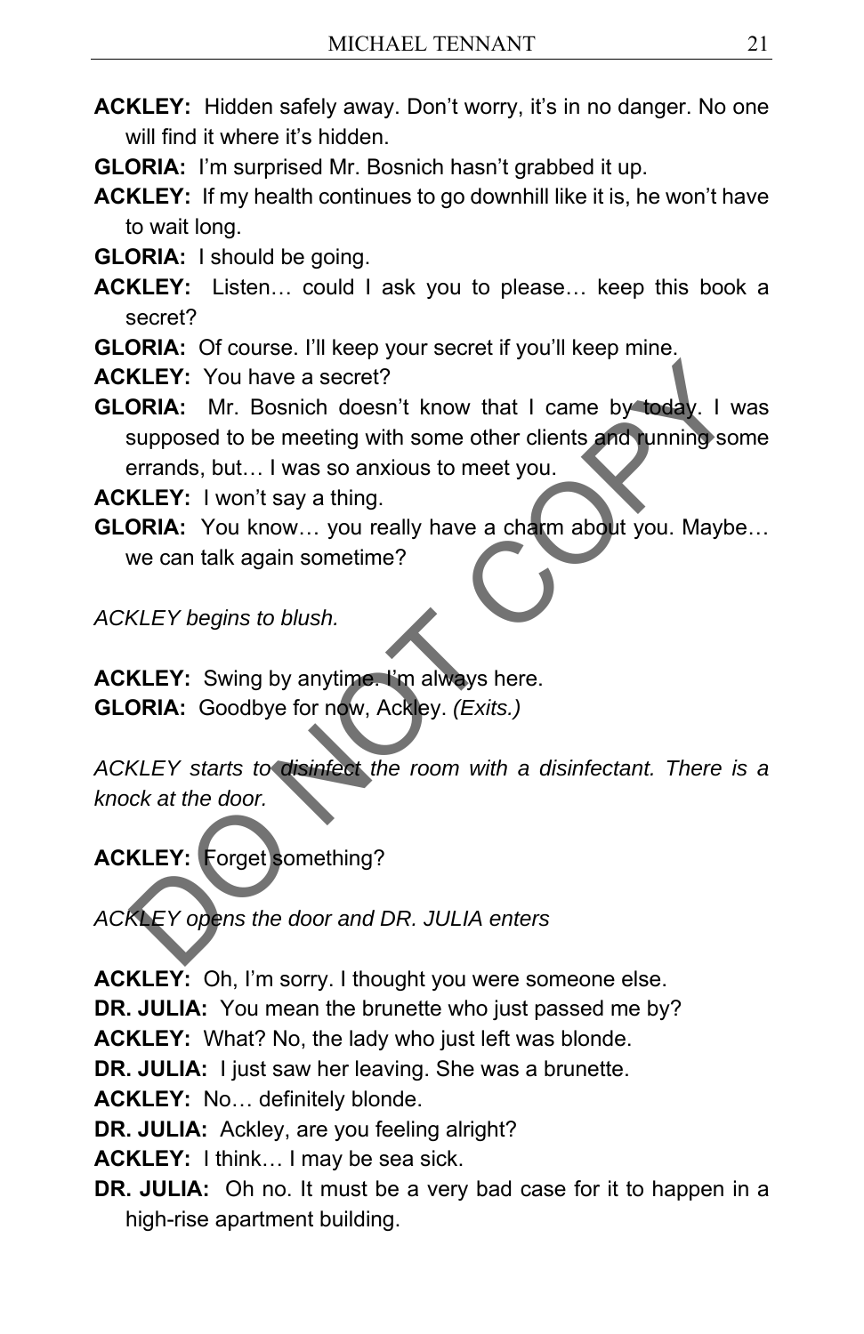**ACKLEY:** Hidden safely away. Don't worry, it's in no danger. No one will find it where it's hidden.

**GLORIA:** I'm surprised Mr. Bosnich hasn't grabbed it up.

**ACKLEY:** If my health continues to go downhill like it is, he won't have to wait long.

**GLORIA:** I should be going.

**ACKLEY:** Listen… could I ask you to please… keep this book a secret?

**GLORIA:** Of course. I'll keep your secret if you'll keep mine.

**ACKLEY:** You have a secret?

**GLORIA:** Mr. Bosnich doesn't know that I came by today. I was supposed to be meeting with some other clients and running some errands, but… I was so anxious to meet you.

**ACKLEY:** I won't say a thing.

**GLORIA:** You know… you really have a charm about you. Maybe… we can talk again sometime?

*ACKLEY begins to blush.*

**ACKLEY:** Swing by anytime. I'm always here.

**GLORIA:** Goodbye for now, Ackley. *(Exits.)*

*ACKLEY starts to disinfect the room with a disinfectant. There is a knock at the door.*

**ACKLEY:** Forget something?

*ACKLEY opens the door and DR. JULIA enters*

**ACKLEY:** Oh, I'm sorry. I thought you were someone else.

**DR. JULIA:** You mean the brunette who just passed me by?

**ACKLEY:** What? No, the lady who just left was blonde.

**DR. JULIA:** I just saw her leaving. She was a brunette.

**ACKLEY:** No… definitely blonde.

**DR. JULIA:** Ackley, are you feeling alright?

**ACKLEY:** I think… I may be sea sick.

**DR. JULIA:** Oh no. It must be a very bad case for it to happen in a high-rise apartment building.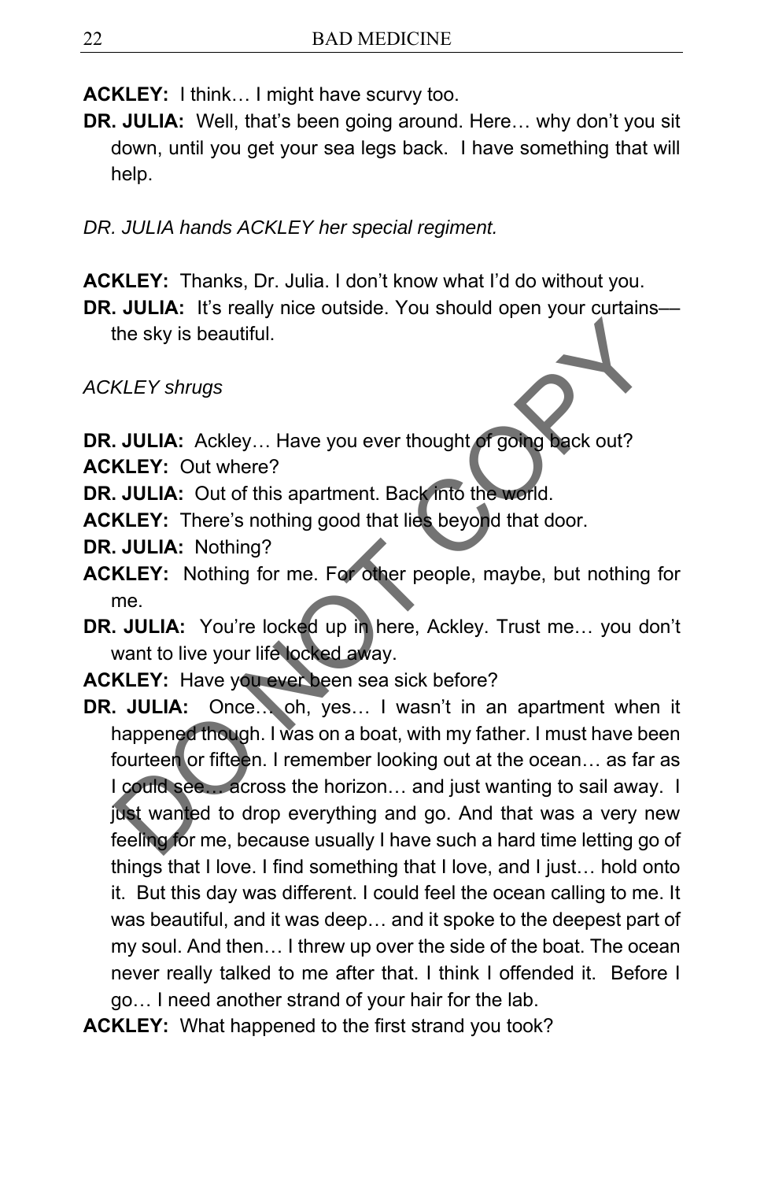**ACKLEY:** I think… I might have scurvy too.

**DR. JULIA:** Well, that's been going around. Here… why don't you sit down, until you get your sea legs back. I have something that will help.

*DR. JULIA hands ACKLEY her special regiment.*

**ACKLEY:** Thanks, Dr. Julia. I don't know what I'd do without you.

**DR. JULIA:** It's really nice outside. You should open your curtains–– the sky is beautiful.

*ACKLEY shrugs*

**DR. JULIA:** Ackley… Have you ever thought of going back out?

**ACKLEY:** Out where?

**DR. JULIA:** Out of this apartment. Back into the world.

**ACKLEY:** There's nothing good that lies beyond that door.

**DR. JULIA:** Nothing?

**ACKLEY:** Nothing for me. For other people, maybe, but nothing for me.

**DR. JULIA:** You're locked up in here, Ackley. Trust me… you don't want to live your life locked away.

**ACKLEY:** Have you ever been sea sick before?

**DR. JULIA:** Once… oh, yes… I wasn't in an apartment when it happened though. I was on a boat, with my father. I must have been fourteen or fifteen. I remember looking out at the ocean… as far as I could see… across the horizon… and just wanting to sail away. I just wanted to drop everything and go. And that was a very new feeling for me, because usually I have such a hard time letting go of things that I love. I find something that I love, and I just… hold onto it. But this day was different. I could feel the ocean calling to me. It was beautiful, and it was deep… and it spoke to the deepest part of my soul. And then… I threw up over the side of the boat. The ocean never really talked to me after that. I think I offended it. Before I go… I need another strand of your hair for the lab.

**ACKLEY:** What happened to the first strand you took?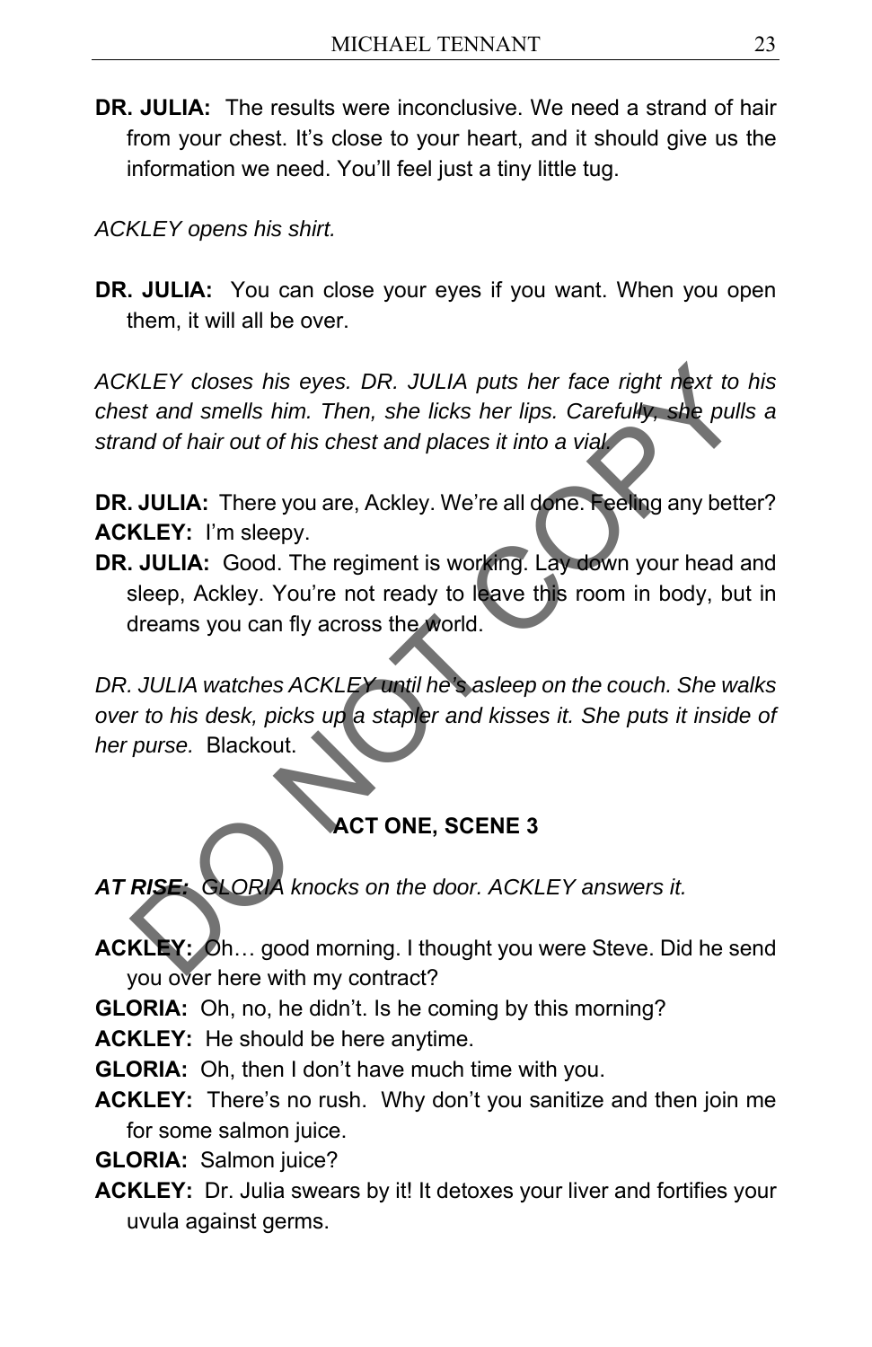**DR. JULIA:** The results were inconclusive. We need a strand of hair from your chest. It's close to your heart, and it should give us the information we need. You'll feel just a tiny little tug.

*ACKLEY opens his shirt.*

**DR. JULIA:** You can close your eyes if you want. When you open them, it will all be over.

*ACKLEY closes his eyes. DR. JULIA puts her face right next to his chest and smells him. Then, she licks her lips. Carefully, she pulls a strand of hair out of his chest and places it into a vial.*

**DR. JULIA:** There you are, Ackley. We're all done. Feeling any better?
**ACKLEY:** I'm sleepy.
**DR. JULIA:** Good. The regiment is working. Lay down your head and sleep, Ackley. You're not ready to leave this room in body, but in dreams you can fly across the world.

*DR. JULIA watches ACKLEY until he's asleep on the couch. She walks over to his desk, picks up a stapler and kisses it. She puts it inside of her purse.* Blackout.

## ACT ONE, SCENE 3

***AT RISE:*** *GLORIA knocks on the door. ACKLEY answers it.*

**ACKLEY:** Oh… good morning. I thought you were Steve. Did he send you over here with my contract?
**GLORIA:** Oh, no, he didn't. Is he coming by this morning?
**ACKLEY:** He should be here anytime.
**GLORIA:** Oh, then I don't have much time with you.
**ACKLEY:** There's no rush. Why don't you sanitize and then join me for some salmon juice.
**GLORIA:** Salmon juice?
**ACKLEY:** Dr. Julia swears by it! It detoxes your liver and fortifies your uvula against germs.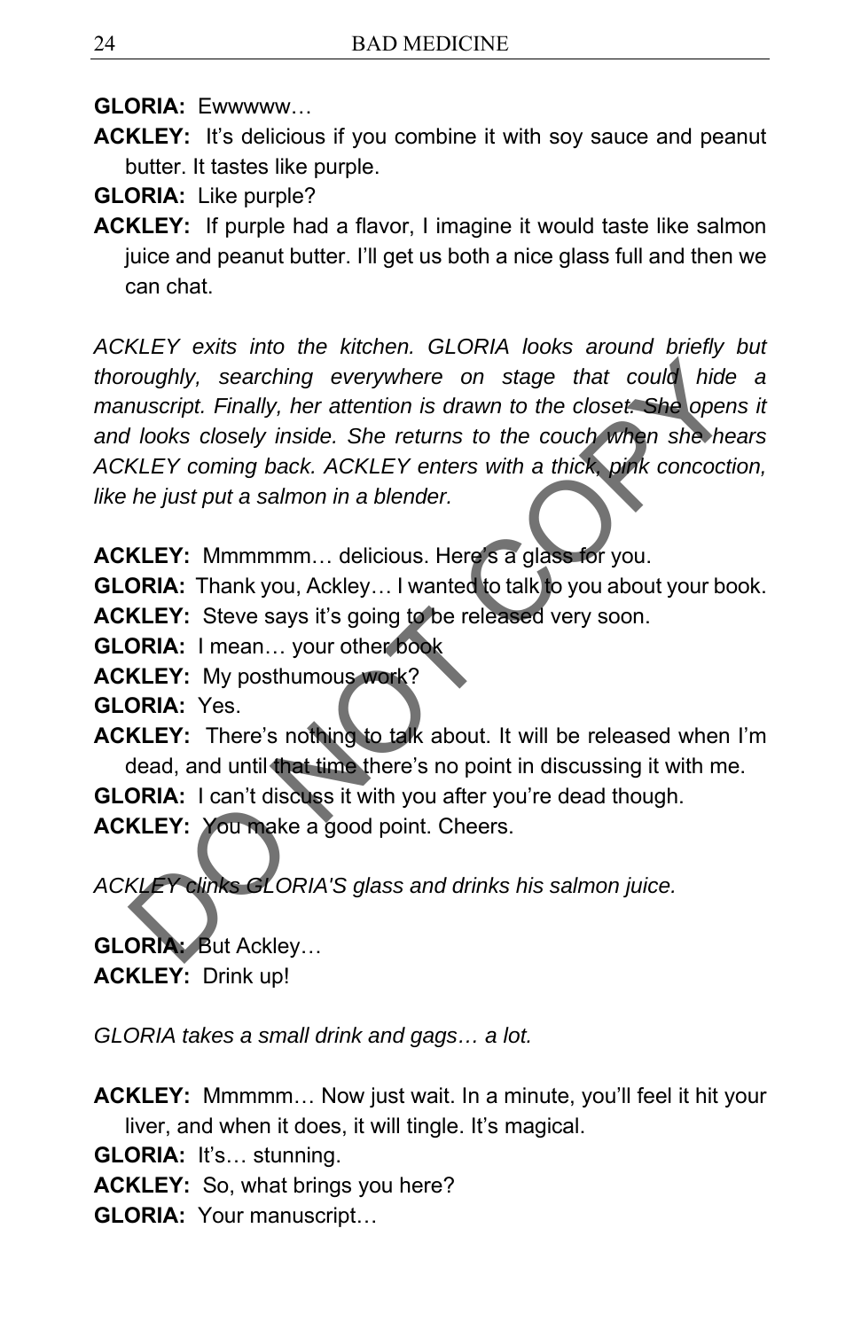**GLORIA:** Ewwwww…

**ACKLEY:** It's delicious if you combine it with soy sauce and peanut butter. It tastes like purple.

**GLORIA:** Like purple?

**ACKLEY:** If purple had a flavor, I imagine it would taste like salmon juice and peanut butter. I'll get us both a nice glass full and then we can chat.

*ACKLEY exits into the kitchen. GLORIA looks around briefly but thoroughly, searching everywhere on stage that could hide a manuscript. Finally, her attention is drawn to the closet. She opens it and looks closely inside. She returns to the couch when she hears ACKLEY coming back. ACKLEY enters with a thick, pink concoction, like he just put a salmon in a blender.*

**ACKLEY:** Mmmmmm… delicious. Here's a glass for you.

**GLORIA:** Thank you, Ackley… I wanted to talk to you about your book.

**ACKLEY:** Steve says it's going to be released very soon.

**GLORIA:** I mean… your other book

**ACKLEY:** My posthumous work?

**GLORIA:** Yes.

**ACKLEY:** There's nothing to talk about. It will be released when I'm dead, and until that time there's no point in discussing it with me.

**GLORIA:** I can't discuss it with you after you're dead though.

**ACKLEY:** You make a good point. Cheers.

*ACKLEY clinks GLORIA'S glass and drinks his salmon juice.*

**GLORIA:** But Ackley…

**ACKLEY:** Drink up!

*GLORIA takes a small drink and gags… a lot.*

**ACKLEY:** Mmmmm… Now just wait. In a minute, you'll feel it hit your liver, and when it does, it will tingle. It's magical.

**GLORIA:** It's… stunning.

**ACKLEY:** So, what brings you here?

**GLORIA:** Your manuscript…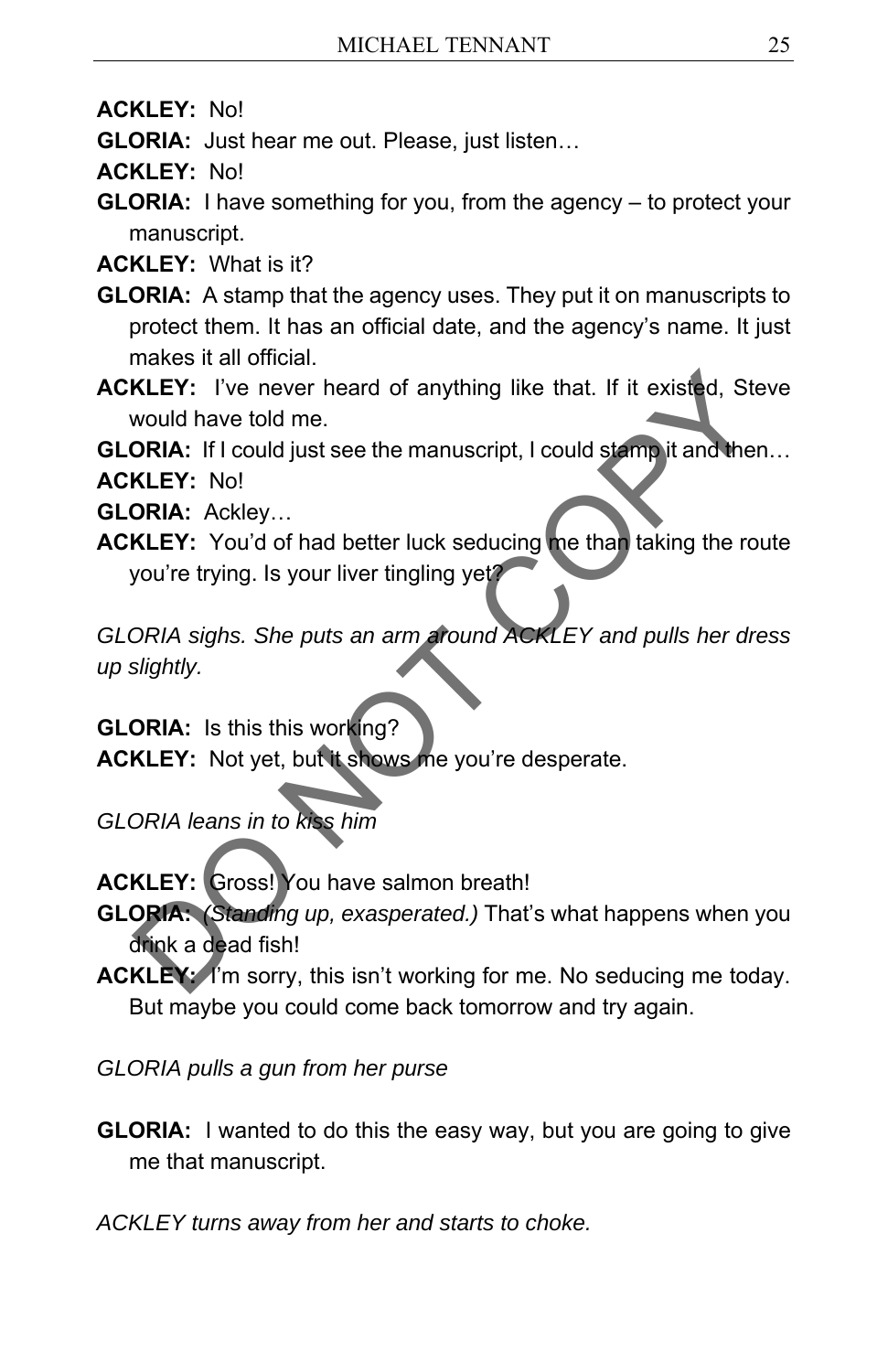**ACKLEY:** No!

**GLORIA:** Just hear me out. Please, just listen…

**ACKLEY:** No!

**GLORIA:** I have something for you, from the agency – to protect your manuscript.

**ACKLEY:** What is it?

**GLORIA:** A stamp that the agency uses. They put it on manuscripts to protect them. It has an official date, and the agency's name. It just makes it all official.

**ACKLEY:** I've never heard of anything like that. If it existed, Steve would have told me.

**GLORIA:** If I could just see the manuscript, I could stamp it and then…

**ACKLEY:** No!

**GLORIA:** Ackley…

**ACKLEY:** You'd of had better luck seducing me than taking the route you're trying. Is your liver tingling yet?

*GLORIA sighs. She puts an arm around ACKLEY and pulls her dress up slightly.*

**GLORIA:** Is this this working?

**ACKLEY:** Not yet, but it shows me you're desperate.

*GLORIA leans in to kiss him*

**ACKLEY:** Gross! You have salmon breath!

**GLORIA:** *(Standing up, exasperated.)* That's what happens when you drink a dead fish!

**ACKLEY:** I'm sorry, this isn't working for me. No seducing me today. But maybe you could come back tomorrow and try again.

*GLORIA pulls a gun from her purse*

**GLORIA:** I wanted to do this the easy way, but you are going to give me that manuscript.

*ACKLEY turns away from her and starts to choke.*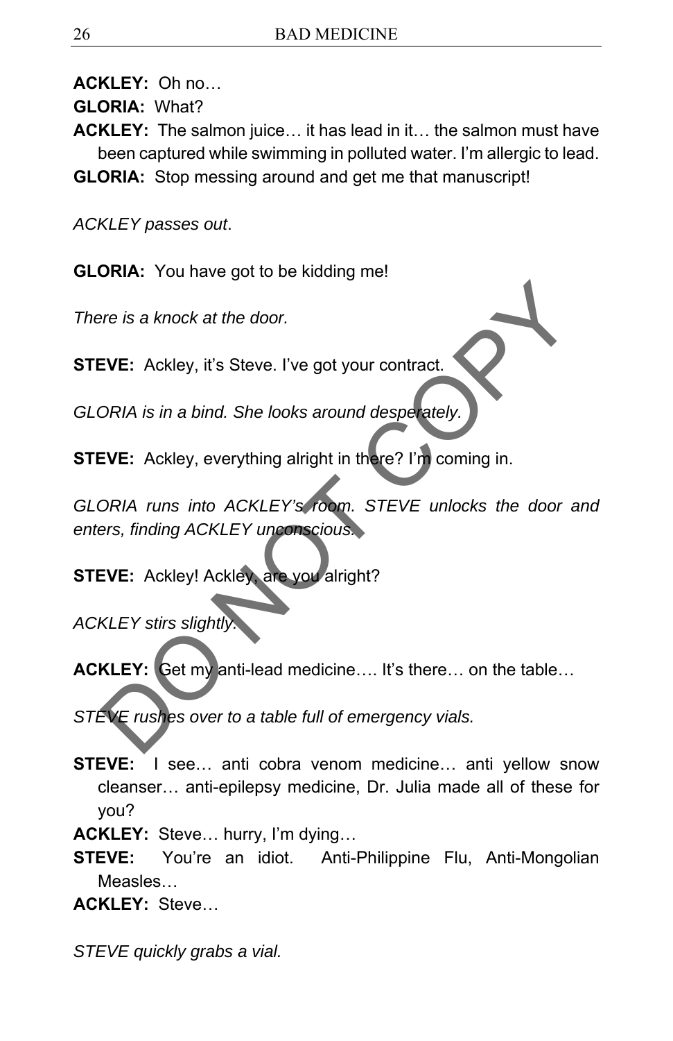**ACKLEY:** Oh no…

**GLORIA:** What?

**ACKLEY:** The salmon juice… it has lead in it… the salmon must have been captured while swimming in polluted water. I'm allergic to lead.

**GLORIA:** Stop messing around and get me that manuscript!

*ACKLEY passes out*.

**GLORIA:** You have got to be kidding me!

*There is a knock at the door.*

**STEVE:** Ackley, it's Steve. I've got your contract.

*GLORIA is in a bind. She looks around desperately.*

**STEVE:** Ackley, everything alright in there? I'm coming in.

*GLORIA runs into ACKLEY's room. STEVE unlocks the door and enters, finding ACKLEY unconscious.*

**STEVE:** Ackley! Ackley, are you alright?

*ACKLEY stirs slightly.*

**ACKLEY:** Get my anti-lead medicine…. It's there… on the table…

*STEVE rushes over to a table full of emergency vials.*

**STEVE:** I see… anti cobra venom medicine… anti yellow snow cleanser… anti-epilepsy medicine, Dr. Julia made all of these for you?

**ACKLEY:** Steve… hurry, I'm dying…

**STEVE:** You're an idiot. Anti-Philippine Flu, Anti-Mongolian Measles…

**ACKLEY:** Steve…

*STEVE quickly grabs a vial.*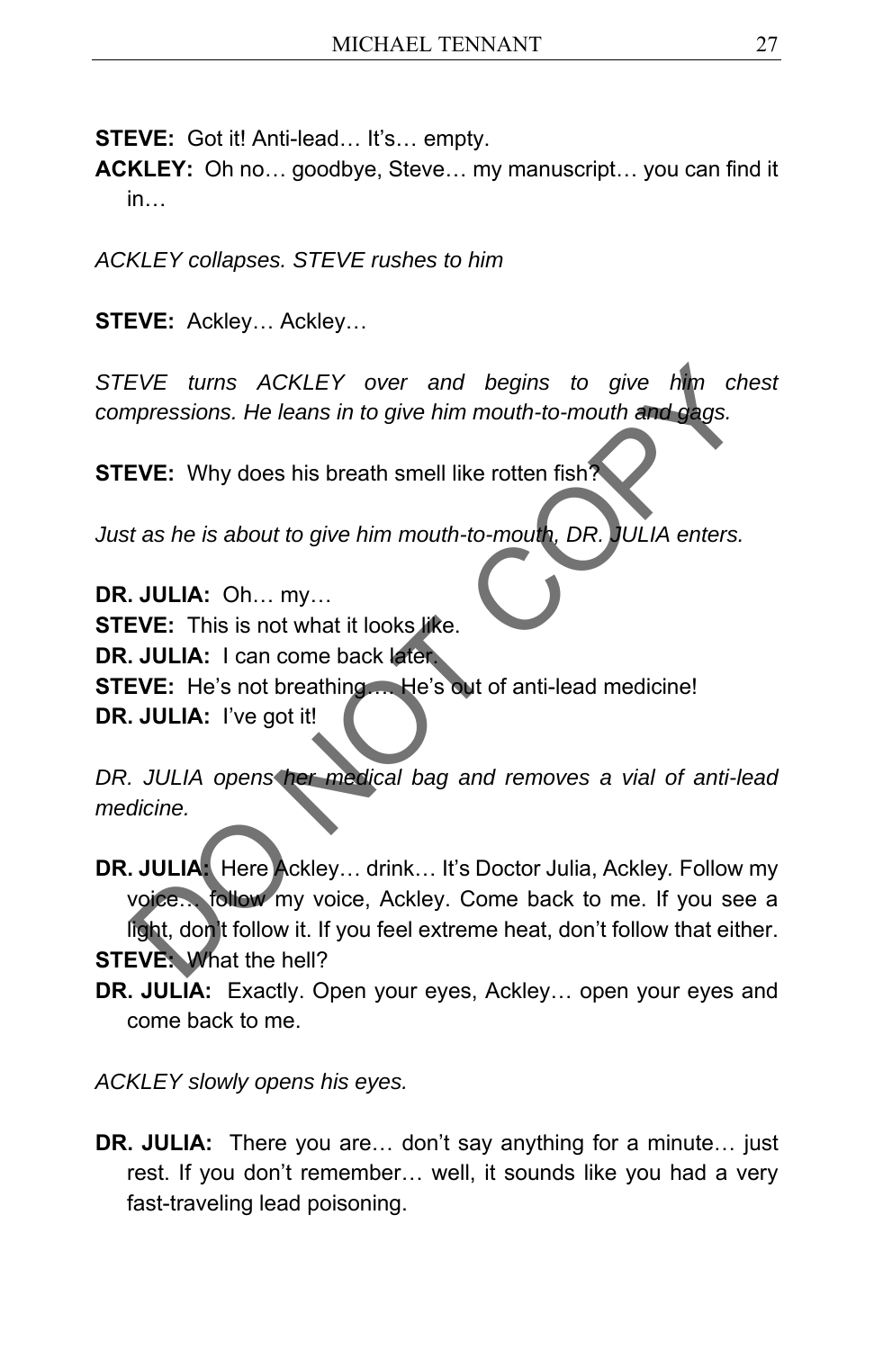**STEVE:** Got it! Anti-lead… It's… empty.

**ACKLEY:** Oh no… goodbye, Steve… my manuscript… you can find it in…

*ACKLEY collapses. STEVE rushes to him*

**STEVE:** Ackley… Ackley…

*STEVE turns ACKLEY over and begins to give him chest compressions. He leans in to give him mouth-to-mouth and gags.*

**STEVE:** Why does his breath smell like rotten fish?

*Just as he is about to give him mouth-to-mouth, DR. JULIA enters.*

**DR. JULIA:** Oh… my…

**STEVE:** This is not what it looks like.

**DR. JULIA:** I can come back later.

**STEVE:** He's not breathing…. He's out of anti-lead medicine!

**DR. JULIA:** I've got it!

*DR. JULIA opens her medical bag and removes a vial of anti-lead medicine.*

**DR. JULIA:** Here Ackley… drink… It's Doctor Julia, Ackley. Follow my voice… follow my voice, Ackley. Come back to me. If you see a light, don't follow it. If you feel extreme heat, don't follow that either.

**STEVE:** What the hell?

**DR. JULIA:** Exactly. Open your eyes, Ackley… open your eyes and come back to me.

*ACKLEY slowly opens his eyes.*

**DR. JULIA:** There you are… don't say anything for a minute… just rest. If you don't remember… well, it sounds like you had a very fast-traveling lead poisoning.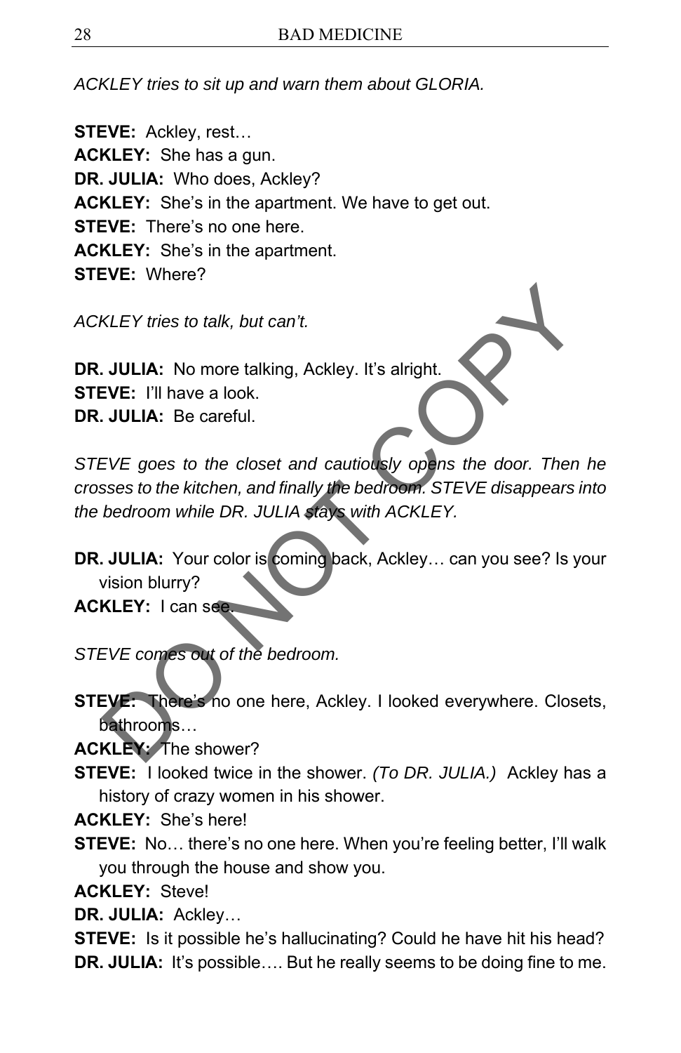*ACKLEY tries to sit up and warn them about GLORIA.*

**STEVE:** Ackley, rest…
**ACKLEY:** She has a gun.
**DR. JULIA:** Who does, Ackley?
**ACKLEY:** She's in the apartment. We have to get out.
**STEVE:** There's no one here.
**ACKLEY:** She's in the apartment.
**STEVE:** Where?

*ACKLEY tries to talk, but can't.*

**DR. JULIA:** No more talking, Ackley. It's alright.
**STEVE:** I'll have a look.
**DR. JULIA:** Be careful.

*STEVE goes to the closet and cautiously opens the door. Then he crosses to the kitchen, and finally the bedroom. STEVE disappears into the bedroom while DR. JULIA stays with ACKLEY.*

**DR. JULIA:** Your color is coming back, Ackley… can you see? Is your vision blurry?
**ACKLEY:** I can see.

*STEVE comes out of the bedroom.*

**STEVE:** There's no one here, Ackley. I looked everywhere. Closets, bathrooms…
**ACKLEY:** The shower?
**STEVE:** I looked twice in the shower. *(To DR. JULIA.)* Ackley has a history of crazy women in his shower.
**ACKLEY:** She's here!
**STEVE:** No… there's no one here. When you're feeling better, I'll walk you through the house and show you.
**ACKLEY:** Steve!
**DR. JULIA:** Ackley…
**STEVE:** Is it possible he's hallucinating? Could he have hit his head?
**DR. JULIA:** It's possible…. But he really seems to be doing fine to me.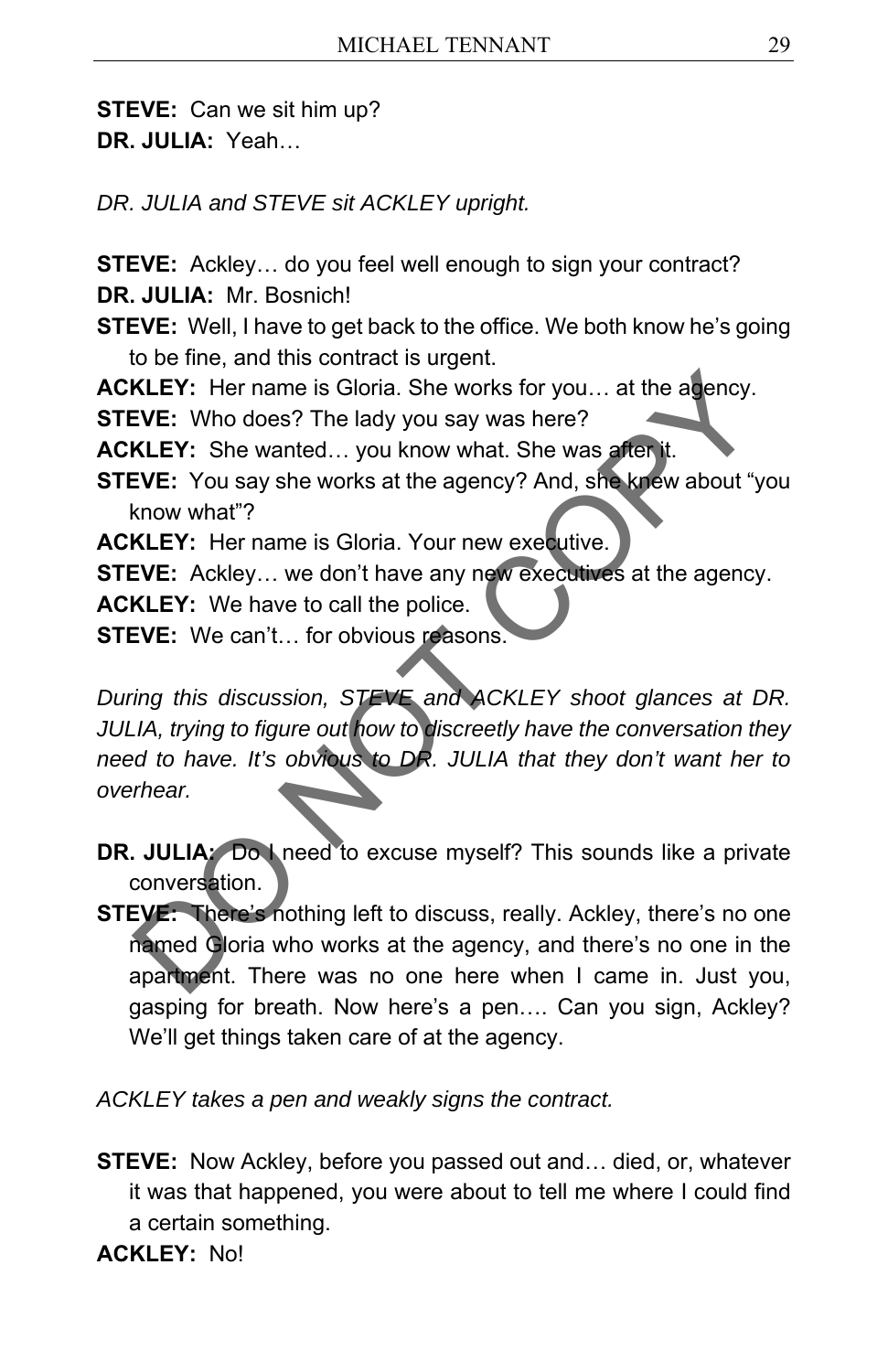**STEVE:** Can we sit him up?

**DR. JULIA:** Yeah…

*DR. JULIA and STEVE sit ACKLEY upright.*

**STEVE:** Ackley… do you feel well enough to sign your contract?

**DR. JULIA:** Mr. Bosnich!

**STEVE:** Well, I have to get back to the office. We both know he's going to be fine, and this contract is urgent.

**ACKLEY:** Her name is Gloria. She works for you… at the agency.

**STEVE:** Who does? The lady you say was here?

**ACKLEY:** She wanted… you know what. She was after it.

**STEVE:** You say she works at the agency? And, she knew about "you know what"?

**ACKLEY:** Her name is Gloria. Your new executive.

**STEVE:** Ackley… we don't have any new executives at the agency.

**ACKLEY:** We have to call the police.

**STEVE:** We can't… for obvious reasons.

*During this discussion, STEVE and ACKLEY shoot glances at DR. JULIA, trying to figure out how to discreetly have the conversation they need to have. It's obvious to DR. JULIA that they don't want her to overhear.*

**DR. JULIA:** Do I need to excuse myself? This sounds like a private conversation.

**STEVE:** There's nothing left to discuss, really. Ackley, there's no one named Gloria who works at the agency, and there's no one in the apartment. There was no one here when I came in. Just you, gasping for breath. Now here's a pen…. Can you sign, Ackley? We'll get things taken care of at the agency.

*ACKLEY takes a pen and weakly signs the contract.*

**STEVE:** Now Ackley, before you passed out and… died, or, whatever it was that happened, you were about to tell me where I could find a certain something.

**ACKLEY:** No!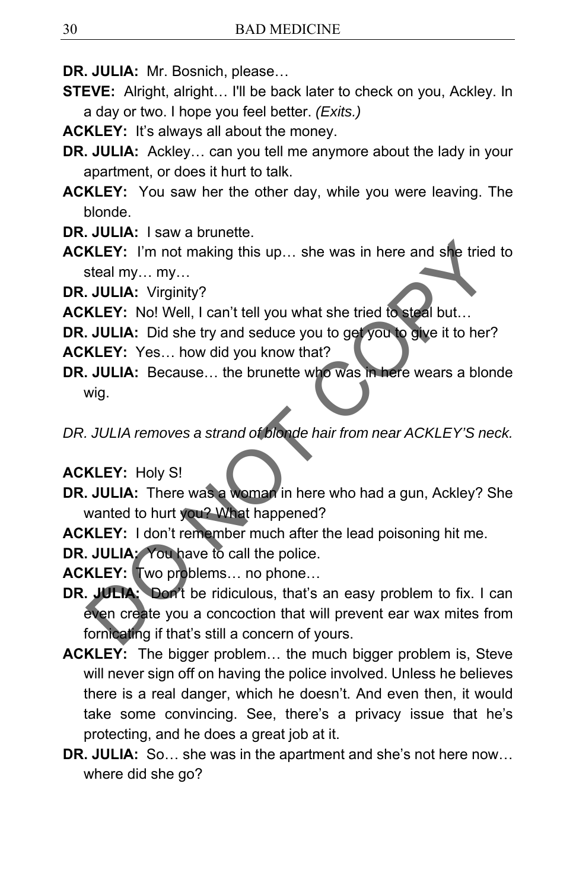**DR. JULIA:** Mr. Bosnich, please…

**STEVE:** Alright, alright… I'll be back later to check on you, Ackley. In a day or two. I hope you feel better. *(Exits.)*

**ACKLEY:** It's always all about the money.

**DR. JULIA:** Ackley… can you tell me anymore about the lady in your apartment, or does it hurt to talk.

**ACKLEY:** You saw her the other day, while you were leaving. The blonde.

**DR. JULIA:** I saw a brunette.

**ACKLEY:** I'm not making this up… she was in here and she tried to steal my… my…

**DR. JULIA:** Virginity?

**ACKLEY:** No! Well, I can't tell you what she tried to steal but…

**DR. JULIA:** Did she try and seduce you to get you to give it to her?

**ACKLEY:** Yes… how did you know that?

**DR. JULIA:** Because… the brunette who was in here wears a blonde wig.

*DR. JULIA removes a strand of blonde hair from near ACKLEY'S neck.*

**ACKLEY:** Holy S!

**DR. JULIA:** There was a woman in here who had a gun, Ackley? She wanted to hurt you? What happened?

**ACKLEY:** I don't remember much after the lead poisoning hit me.

**DR. JULIA:** You have to call the police.

**ACKLEY:** Two problems… no phone…

**DR. JULIA:** Don't be ridiculous, that's an easy problem to fix. I can even create you a concoction that will prevent ear wax mites from fornicating if that's still a concern of yours.

**ACKLEY:** The bigger problem… the much bigger problem is, Steve will never sign off on having the police involved. Unless he believes there is a real danger, which he doesn't. And even then, it would take some convincing. See, there's a privacy issue that he's protecting, and he does a great job at it.

**DR. JULIA:** So… she was in the apartment and she's not here now… where did she go?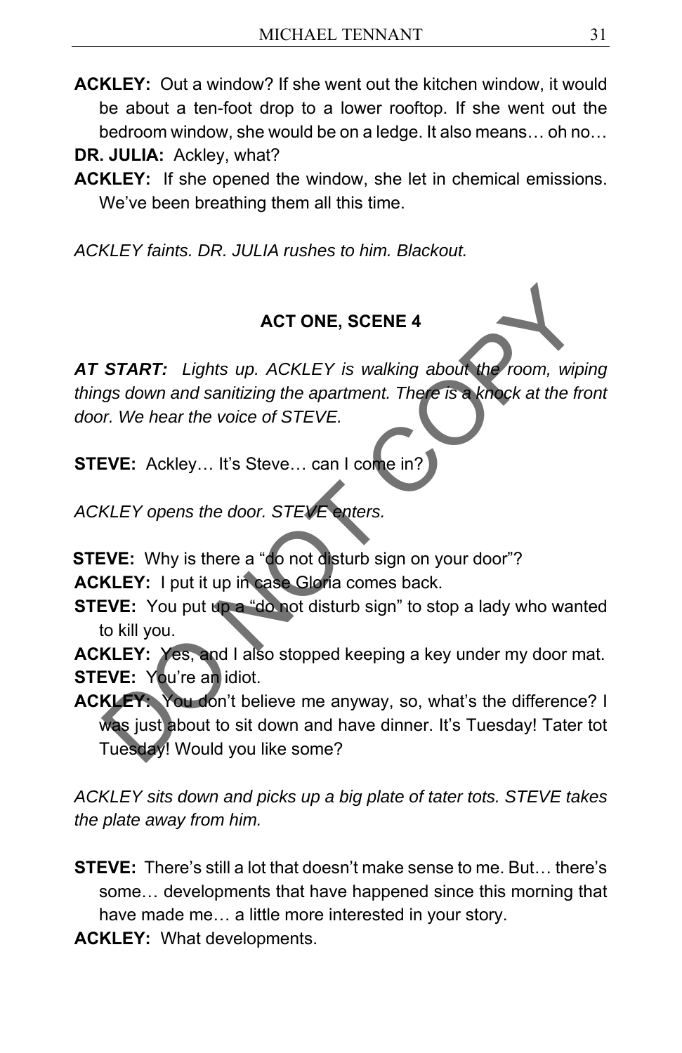**ACKLEY:** Out a window? If she went out the kitchen window, it would be about a ten-foot drop to a lower rooftop. If she went out the bedroom window, she would be on a ledge. It also means… oh no…

**DR. JULIA:** Ackley, what?

**ACKLEY:** If she opened the window, she let in chemical emissions. We've been breathing them all this time.

*ACKLEY faints. DR. JULIA rushes to him. Blackout.*

## ACT ONE, SCENE 4

***AT START:*** *Lights up. ACKLEY is walking about the room, wiping things down and sanitizing the apartment. There is a knock at the front door. We hear the voice of STEVE.*

**STEVE:** Ackley… It's Steve… can I come in?

*ACKLEY opens the door. STEVE enters.*

**STEVE:** Why is there a "do not disturb sign on your door"?

**ACKLEY:** I put it up in case Gloria comes back.

**STEVE:** You put up a "do not disturb sign" to stop a lady who wanted to kill you.

**ACKLEY:** Yes, and I also stopped keeping a key under my door mat.

**STEVE:** You're an idiot.

**ACKLEY:** You don't believe me anyway, so, what's the difference? I was just about to sit down and have dinner. It's Tuesday! Tater tot Tuesday! Would you like some?

*ACKLEY sits down and picks up a big plate of tater tots. STEVE takes the plate away from him.*

**STEVE:** There's still a lot that doesn't make sense to me. But… there's some… developments that have happened since this morning that have made me… a little more interested in your story.

**ACKLEY:** What developments.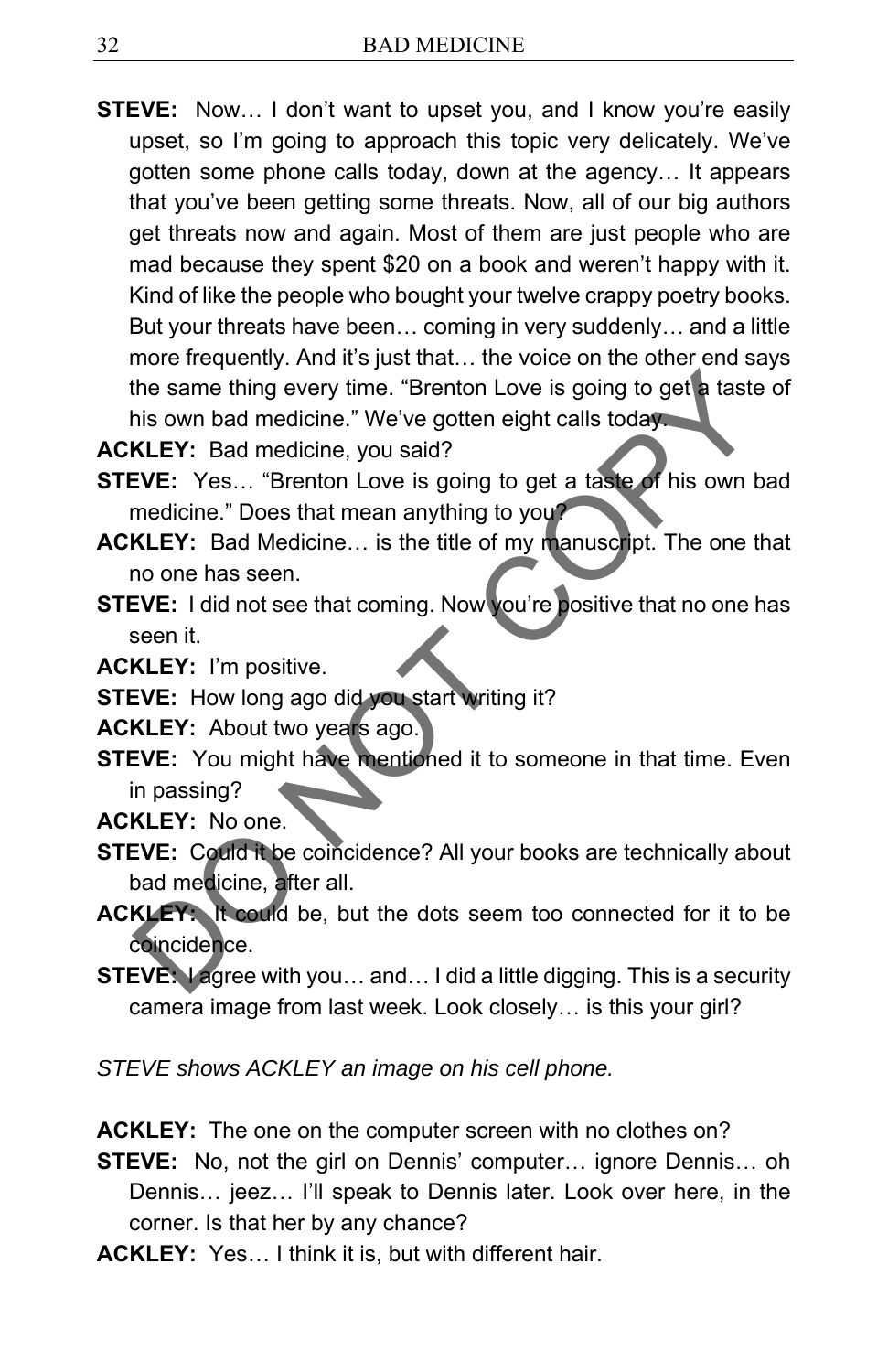**STEVE:** Now… I don't want to upset you, and I know you're easily upset, so I'm going to approach this topic very delicately. We've gotten some phone calls today, down at the agency… It appears that you've been getting some threats. Now, all of our big authors get threats now and again. Most of them are just people who are mad because they spent $20 on a book and weren't happy with it. Kind of like the people who bought your twelve crappy poetry books. But your threats have been… coming in very suddenly… and a little more frequently. And it's just that… the voice on the other end says the same thing every time. "Brenton Love is going to get a taste of his own bad medicine." We've gotten eight calls today.

**ACKLEY:** Bad medicine, you said?

**STEVE:** Yes… "Brenton Love is going to get a taste of his own bad medicine." Does that mean anything to you?

**ACKLEY:** Bad Medicine… is the title of my manuscript. The one that no one has seen.

**STEVE:** I did not see that coming. Now you're positive that no one has seen it.

**ACKLEY:** I'm positive.

**STEVE:** How long ago did you start writing it?

**ACKLEY:** About two years ago.

**STEVE:** You might have mentioned it to someone in that time. Even in passing?

**ACKLEY:** No one.

**STEVE:** Could it be coincidence? All your books are technically about bad medicine, after all.

**ACKLEY:** It could be, but the dots seem too connected for it to be coincidence.

**STEVE:** I agree with you… and… I did a little digging. This is a security camera image from last week. Look closely… is this your girl?

*STEVE shows ACKLEY an image on his cell phone.*

**ACKLEY:** The one on the computer screen with no clothes on?

**STEVE:** No, not the girl on Dennis' computer… ignore Dennis… oh Dennis… jeez… I'll speak to Dennis later. Look over here, in the corner. Is that her by any chance?

**ACKLEY:** Yes… I think it is, but with different hair.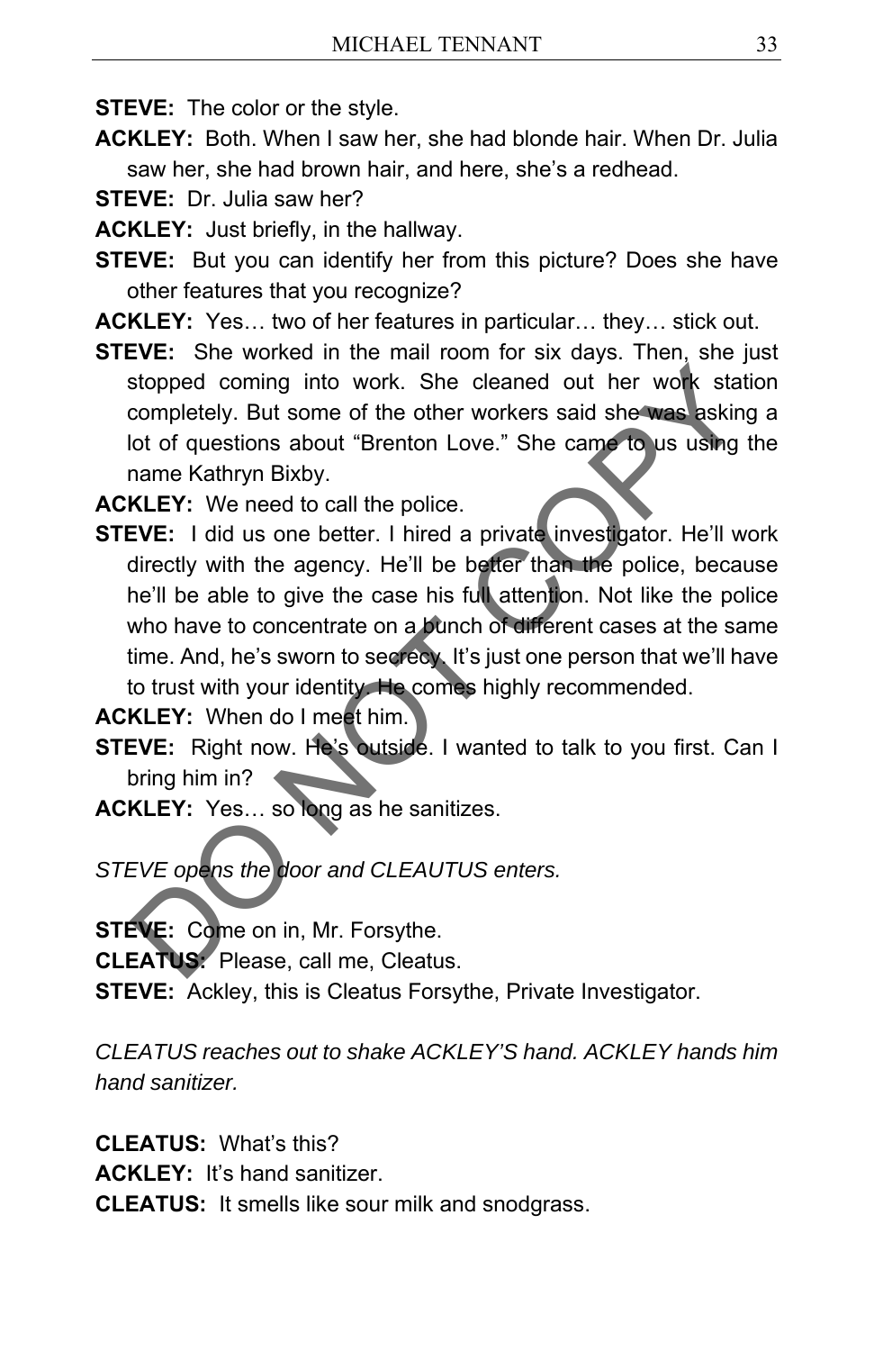**STEVE:** The color or the style.

**ACKLEY:** Both. When I saw her, she had blonde hair. When Dr. Julia saw her, she had brown hair, and here, she's a redhead.

**STEVE:** Dr. Julia saw her?

**ACKLEY:** Just briefly, in the hallway.

**STEVE:** But you can identify her from this picture? Does she have other features that you recognize?

**ACKLEY:** Yes… two of her features in particular… they… stick out.

**STEVE:** She worked in the mail room for six days. Then, she just stopped coming into work. She cleaned out her work station completely. But some of the other workers said she was asking a lot of questions about "Brenton Love." She came to us using the name Kathryn Bixby.

**ACKLEY:** We need to call the police.

**STEVE:** I did us one better. I hired a private investigator. He'll work directly with the agency. He'll be better than the police, because he'll be able to give the case his full attention. Not like the police who have to concentrate on a bunch of different cases at the same time. And, he's sworn to secrecy. It's just one person that we'll have to trust with your identity. He comes highly recommended.

**ACKLEY:** When do I meet him.

**STEVE:** Right now. He's outside. I wanted to talk to you first. Can I bring him in?

**ACKLEY:** Yes… so long as he sanitizes.

*STEVE opens the door and CLEAUTUS enters.*

**STEVE:** Come on in, Mr. Forsythe.

**CLEATUS:** Please, call me, Cleatus.

**STEVE:** Ackley, this is Cleatus Forsythe, Private Investigator.

*CLEATUS reaches out to shake ACKLEY'S hand. ACKLEY hands him hand sanitizer.*

**CLEATUS:** What's this?

**ACKLEY:** It's hand sanitizer.

**CLEATUS:** It smells like sour milk and snodgrass.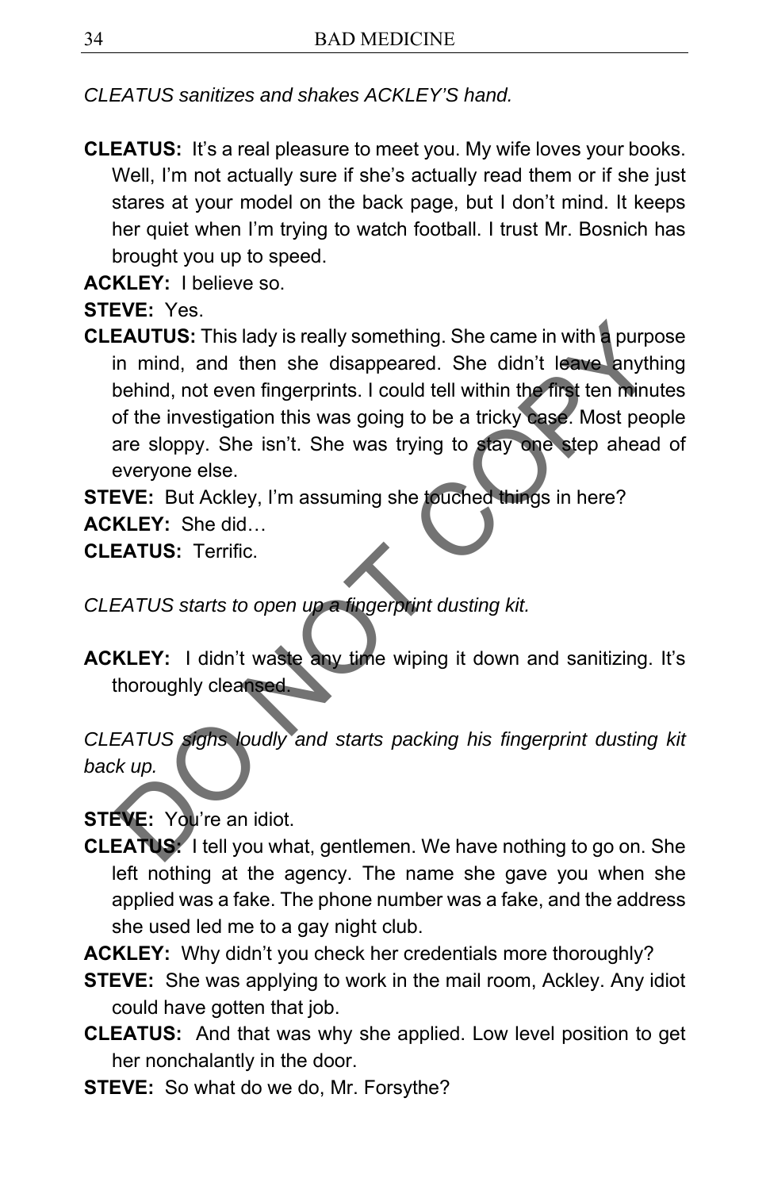*CLEATUS sanitizes and shakes ACKLEY'S hand.*

**CLEATUS:** It's a real pleasure to meet you. My wife loves your books. Well, I'm not actually sure if she's actually read them or if she just stares at your model on the back page, but I don't mind. It keeps her quiet when I'm trying to watch football. I trust Mr. Bosnich has brought you up to speed.

**ACKLEY:** I believe so.

**STEVE:** Yes.

**CLEAUTUS:** This lady is really something. She came in with a purpose in mind, and then she disappeared. She didn't leave anything behind, not even fingerprints. I could tell within the first ten minutes of the investigation this was going to be a tricky case. Most people are sloppy. She isn't. She was trying to stay one step ahead of everyone else.

**STEVE:** But Ackley, I'm assuming she touched things in here?

**ACKLEY:** She did…

**CLEATUS:** Terrific.

*CLEATUS starts to open up a fingerprint dusting kit.*

**ACKLEY:** I didn't waste any time wiping it down and sanitizing. It's thoroughly cleansed.

*CLEATUS sighs loudly and starts packing his fingerprint dusting kit back up.*

**STEVE:** You're an idiot.

**CLEATUS:** I tell you what, gentlemen. We have nothing to go on. She left nothing at the agency. The name she gave you when she applied was a fake. The phone number was a fake, and the address she used led me to a gay night club.

**ACKLEY:** Why didn't you check her credentials more thoroughly?

**STEVE:** She was applying to work in the mail room, Ackley. Any idiot could have gotten that job.

**CLEATUS:** And that was why she applied. Low level position to get her nonchalantly in the door.

**STEVE:** So what do we do, Mr. Forsythe?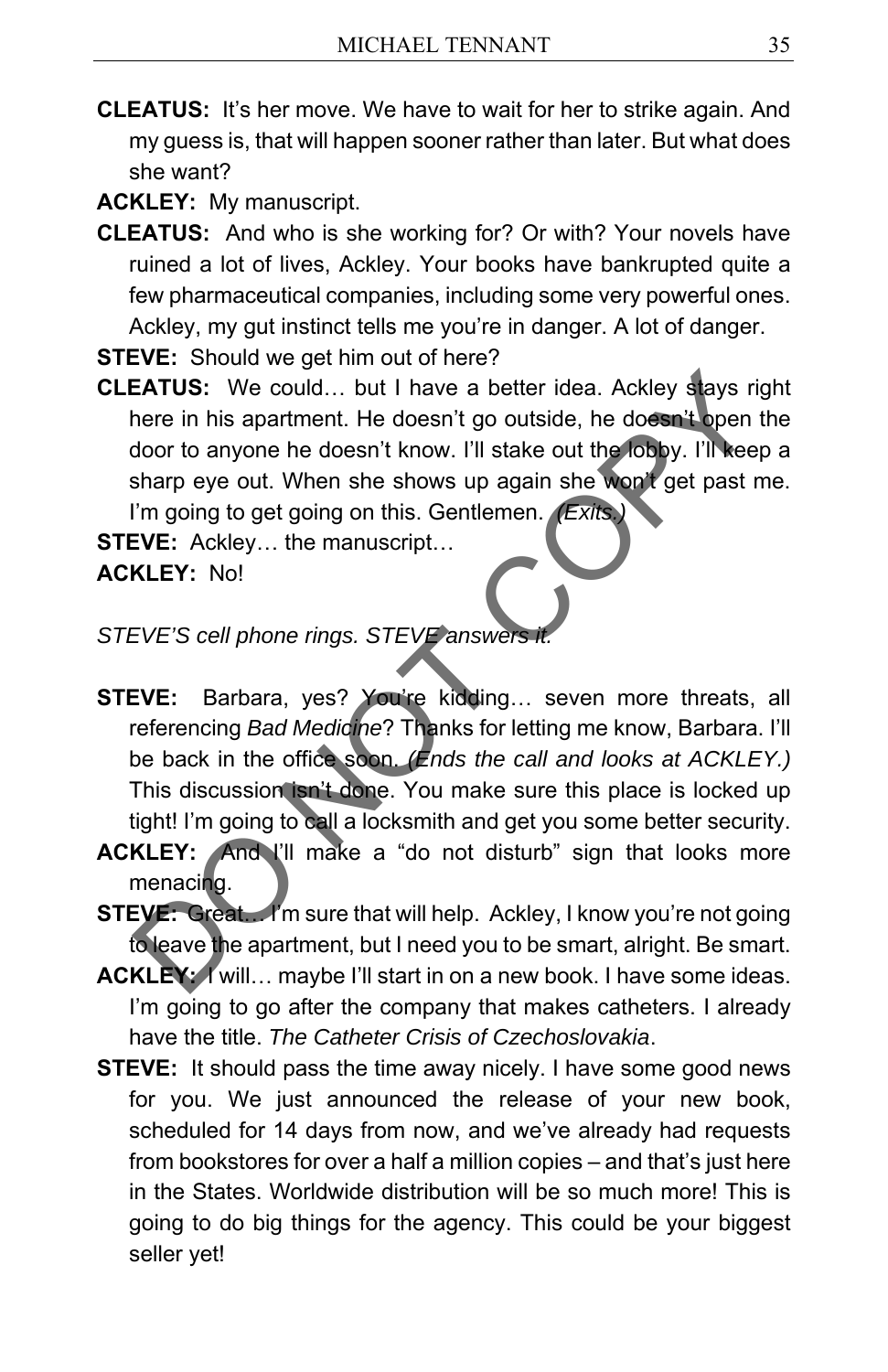**CLEATUS:** It's her move. We have to wait for her to strike again. And my guess is, that will happen sooner rather than later. But what does she want?

**ACKLEY:** My manuscript.

**CLEATUS:** And who is she working for? Or with? Your novels have ruined a lot of lives, Ackley. Your books have bankrupted quite a few pharmaceutical companies, including some very powerful ones. Ackley, my gut instinct tells me you're in danger. A lot of danger.

**STEVE:** Should we get him out of here?

**CLEATUS:** We could… but I have a better idea. Ackley stays right here in his apartment. He doesn't go outside, he doesn't open the door to anyone he doesn't know. I'll stake out the lobby. I'll keep a sharp eye out. When she shows up again she won't get past me. I'm going to get going on this. Gentlemen. *(Exits.)*

**STEVE:** Ackley… the manuscript…

**ACKLEY:** No!

*STEVE'S cell phone rings. STEVE answers it.*

**STEVE:** Barbara, yes? You're kidding… seven more threats, all referencing *Bad Medicine*? Thanks for letting me know, Barbara. I'll be back in the office soon. *(Ends the call and looks at ACKLEY.)* This discussion isn't done. You make sure this place is locked up tight! I'm going to call a locksmith and get you some better security.

**ACKLEY:** And I'll make a "do not disturb" sign that looks more menacing.

**STEVE:** Great… I'm sure that will help. Ackley, I know you're not going to leave the apartment, but I need you to be smart, alright. Be smart.

**ACKLEY:** I will… maybe I'll start in on a new book. I have some ideas. I'm going to go after the company that makes catheters. I already have the title. *The Catheter Crisis of Czechoslovakia*.

**STEVE:** It should pass the time away nicely. I have some good news for you. We just announced the release of your new book, scheduled for 14 days from now, and we've already had requests from bookstores for over a half a million copies – and that's just here in the States. Worldwide distribution will be so much more! This is going to do big things for the agency. This could be your biggest seller yet!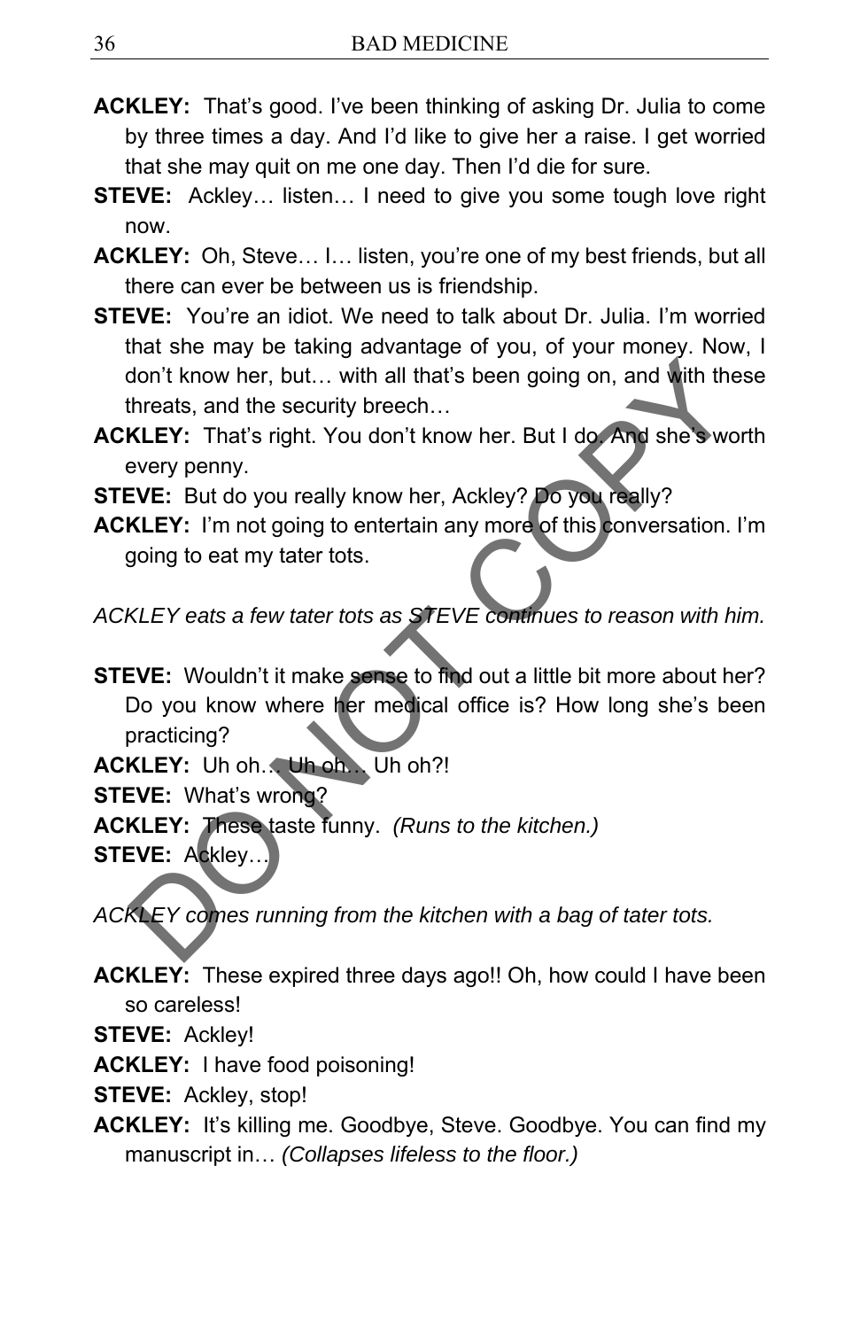**ACKLEY:** That's good. I've been thinking of asking Dr. Julia to come by three times a day. And I'd like to give her a raise. I get worried that she may quit on me one day. Then I'd die for sure.

**STEVE:** Ackley… listen… I need to give you some tough love right now.

**ACKLEY:** Oh, Steve… I… listen, you're one of my best friends, but all there can ever be between us is friendship.

**STEVE:** You're an idiot. We need to talk about Dr. Julia. I'm worried that she may be taking advantage of you, of your money. Now, I don't know her, but… with all that's been going on, and with these threats, and the security breech…

**ACKLEY:** That's right. You don't know her. But I do. And she's worth every penny.

**STEVE:** But do you really know her, Ackley? Do you really?

**ACKLEY:** I'm not going to entertain any more of this conversation. I'm going to eat my tater tots.

*ACKLEY eats a few tater tots as STEVE continues to reason with him.*

**STEVE:** Wouldn't it make sense to find out a little bit more about her? Do you know where her medical office is? How long she's been practicing?

**ACKLEY:** Uh oh… Uh oh… Uh oh?!

**STEVE:** What's wrong?

**ACKLEY:** These taste funny. *(Runs to the kitchen.)*

**STEVE:** Ackley…

*ACKLEY comes running from the kitchen with a bag of tater tots.*

**ACKLEY:** These expired three days ago!! Oh, how could I have been so careless!

**STEVE:** Ackley!

**ACKLEY:** I have food poisoning!

**STEVE:** Ackley, stop!

**ACKLEY:** It's killing me. Goodbye, Steve. Goodbye. You can find my manuscript in… *(Collapses lifeless to the floor.)*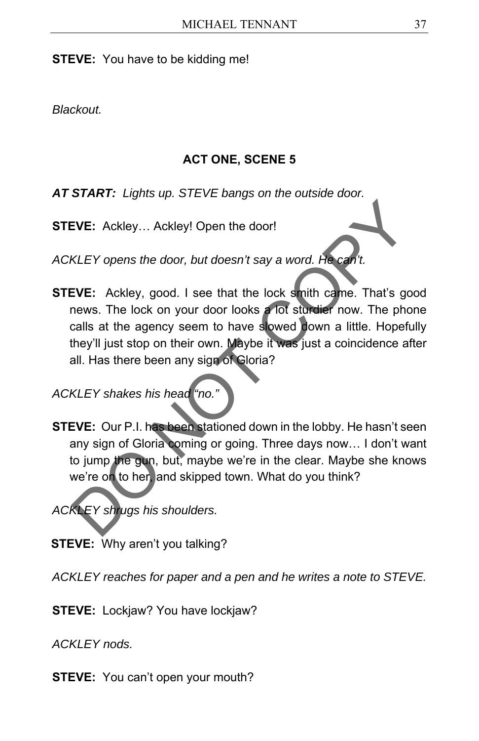**STEVE:** You have to be kidding me!

*Blackout.*

## ACT ONE, SCENE 5

***AT START:*** *Lights up. STEVE bangs on the outside door.*

**STEVE:** Ackley… Ackley! Open the door!

*ACKLEY opens the door, but doesn't say a word. He can't.*

**STEVE:** Ackley, good. I see that the lock smith came. That's good news. The lock on your door looks a lot sturdier now. The phone calls at the agency seem to have slowed down a little. Hopefully they'll just stop on their own. Maybe it was just a coincidence after all. Has there been any sign of Gloria?

*ACKLEY shakes his head "no."*

**STEVE:** Our P.I. has been stationed down in the lobby. He hasn't seen any sign of Gloria coming or going. Three days now… I don't want to jump the gun, but, maybe we're in the clear. Maybe she knows we're on to her, and skipped town. What do you think?

*ACKLEY shrugs his shoulders.*

**STEVE:** Why aren't you talking?

*ACKLEY reaches for paper and a pen and he writes a note to STEVE.*

**STEVE:** Lockjaw? You have lockjaw?

*ACKLEY nods.*

**STEVE:** You can't open your mouth?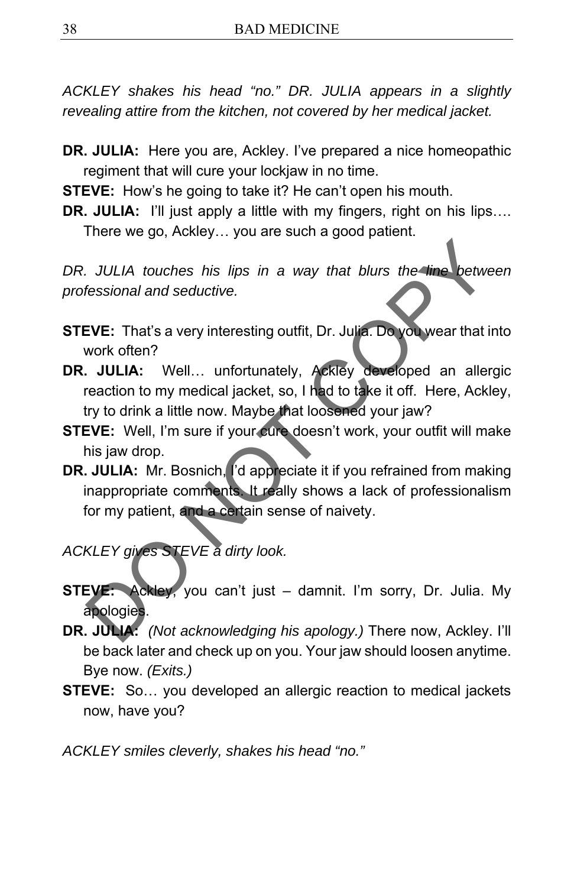*ACKLEY shakes his head "no." DR. JULIA appears in a slightly revealing attire from the kitchen, not covered by her medical jacket.*

**DR. JULIA:** Here you are, Ackley. I've prepared a nice homeopathic regiment that will cure your lockjaw in no time.

**STEVE:** How's he going to take it? He can't open his mouth.

**DR. JULIA:** I'll just apply a little with my fingers, right on his lips…. There we go, Ackley… you are such a good patient.

*DR. JULIA touches his lips in a way that blurs the line between professional and seductive.*

**STEVE:** That's a very interesting outfit, Dr. Julia. Do you wear that into work often?

**DR. JULIA:** Well… unfortunately, Ackley developed an allergic reaction to my medical jacket, so, I had to take it off. Here, Ackley, try to drink a little now. Maybe that loosened your jaw?

**STEVE:** Well, I'm sure if your cure doesn't work, your outfit will make his jaw drop.

**DR. JULIA:** Mr. Bosnich, I'd appreciate it if you refrained from making inappropriate comments. It really shows a lack of professionalism for my patient, and a certain sense of naivety.

*ACKLEY gives STEVE a dirty look.*

**STEVE:** Ackley, you can't just – damnit. I'm sorry, Dr. Julia. My apologies.

**DR. JULIA:** *(Not acknowledging his apology.)* There now, Ackley. I'll be back later and check up on you. Your jaw should loosen anytime. Bye now. *(Exits.)*

**STEVE:** So… you developed an allergic reaction to medical jackets now, have you?

*ACKLEY smiles cleverly, shakes his head "no."*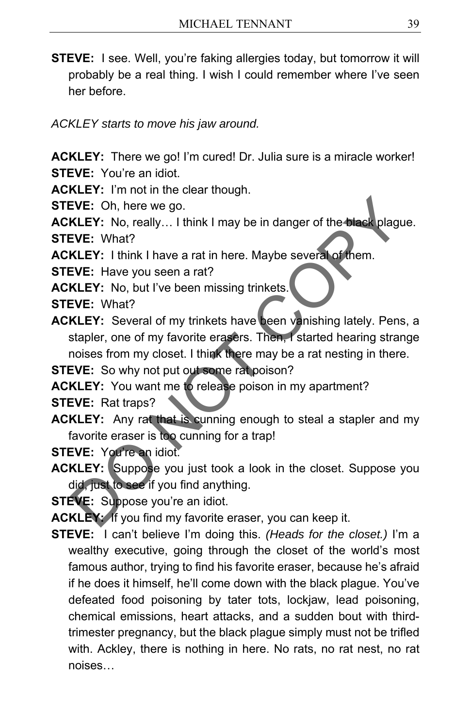**STEVE:** I see. Well, you're faking allergies today, but tomorrow it will probably be a real thing. I wish I could remember where I've seen her before.

*ACKLEY starts to move his jaw around.*

**ACKLEY:** There we go! I'm cured! Dr. Julia sure is a miracle worker!

**STEVE:** You're an idiot.

**ACKLEY:** I'm not in the clear though.

**STEVE:** Oh, here we go.

**ACKLEY:** No, really… I think I may be in danger of the black plague.

**STEVE:** What?

**ACKLEY:** I think I have a rat in here. Maybe several of them.

**STEVE:** Have you seen a rat?

**ACKLEY:** No, but I've been missing trinkets.

**STEVE:** What?

**ACKLEY:** Several of my trinkets have been vanishing lately. Pens, a stapler, one of my favorite erasers. Then, I started hearing strange noises from my closet. I think there may be a rat nesting in there.

**STEVE:** So why not put out some rat poison?

**ACKLEY:** You want me to release poison in my apartment?

**STEVE:** Rat traps?

**ACKLEY:** Any rat that is cunning enough to steal a stapler and my favorite eraser is too cunning for a trap!

**STEVE:** You're an idiot.

**ACKLEY:** Suppose you just took a look in the closet. Suppose you did, just to see if you find anything.

**STEVE:** Suppose you're an idiot.

**ACKLEY:** If you find my favorite eraser, you can keep it.

**STEVE:** I can't believe I'm doing this. *(Heads for the closet.)* I'm a wealthy executive, going through the closet of the world's most famous author, trying to find his favorite eraser, because he's afraid if he does it himself, he'll come down with the black plague. You've defeated food poisoning by tater tots, lockjaw, lead poisoning, chemical emissions, heart attacks, and a sudden bout with third-trimester pregnancy, but the black plague simply must not be trifled with. Ackley, there is nothing in here. No rats, no rat nest, no rat noises…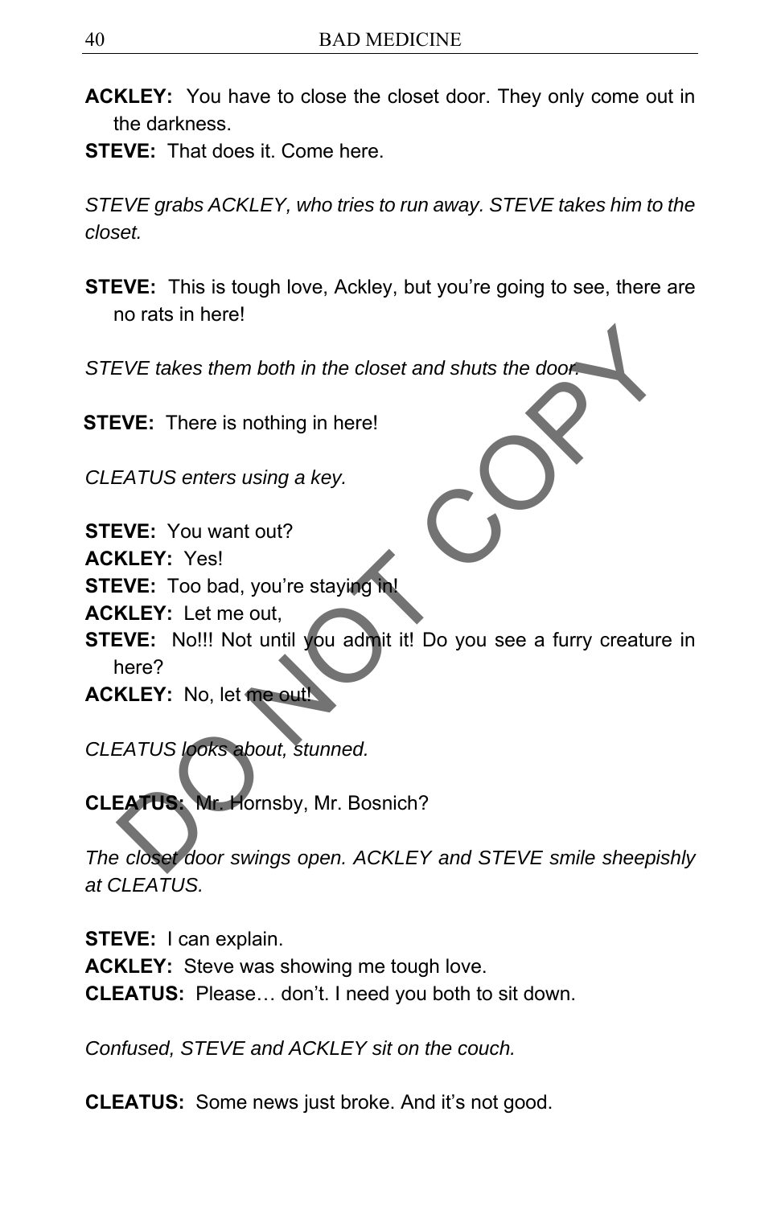**ACKLEY:** You have to close the closet door. They only come out in the darkness.

**STEVE:** That does it. Come here.

*STEVE grabs ACKLEY, who tries to run away. STEVE takes him to the closet.*

**STEVE:** This is tough love, Ackley, but you're going to see, there are no rats in here!

*STEVE takes them both in the closet and shuts the door.*

**STEVE:** There is nothing in here!

*CLEATUS enters using a key.*

**STEVE:** You want out?

**ACKLEY:** Yes!

**STEVE:** Too bad, you're staying in!

**ACKLEY:** Let me out,

**STEVE:** No!!! Not until you admit it! Do you see a furry creature in here?

**ACKLEY:** No, let me out!

*CLEATUS looks about, stunned.*

**CLEATUS:** Mr. Hornsby, Mr. Bosnich?

*The closet door swings open. ACKLEY and STEVE smile sheepishly at CLEATUS.*

**STEVE:** I can explain.

**ACKLEY:** Steve was showing me tough love.

**CLEATUS:** Please… don't. I need you both to sit down.

*Confused, STEVE and ACKLEY sit on the couch.*

**CLEATUS:** Some news just broke. And it's not good.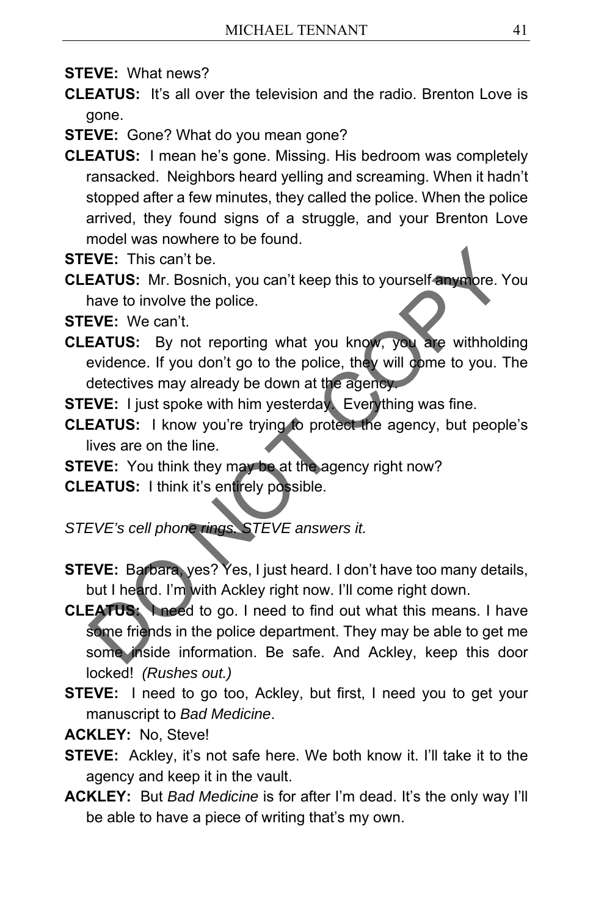**STEVE:** What news?

**CLEATUS:** It's all over the television and the radio. Brenton Love is gone.

**STEVE:** Gone? What do you mean gone?

**CLEATUS:** I mean he's gone. Missing. His bedroom was completely ransacked. Neighbors heard yelling and screaming. When it hadn't stopped after a few minutes, they called the police. When the police arrived, they found signs of a struggle, and your Brenton Love model was nowhere to be found.

**STEVE:** This can't be.

**CLEATUS:** Mr. Bosnich, you can't keep this to yourself anymore. You have to involve the police.

**STEVE:** We can't.

**CLEATUS:** By not reporting what you know, you are withholding evidence. If you don't go to the police, they will come to you. The detectives may already be down at the agency.

**STEVE:** I just spoke with him yesterday. Everything was fine.

**CLEATUS:** I know you're trying to protect the agency, but people's lives are on the line.

**STEVE:** You think they may be at the agency right now?

**CLEATUS:** I think it's entirely possible.

*STEVE's cell phone rings. STEVE answers it.*

**STEVE:** Barbara, yes? Yes, I just heard. I don't have too many details, but I heard. I'm with Ackley right now. I'll come right down.

**CLEATUS:** I need to go. I need to find out what this means. I have some friends in the police department. They may be able to get me some inside information. Be safe. And Ackley, keep this door locked! *(Rushes out.)*

**STEVE:** I need to go too, Ackley, but first, I need you to get your manuscript to *Bad Medicine*.

**ACKLEY:** No, Steve!

**STEVE:** Ackley, it's not safe here. We both know it. I'll take it to the agency and keep it in the vault.

**ACKLEY:** But *Bad Medicine* is for after I'm dead. It's the only way I'll be able to have a piece of writing that's my own.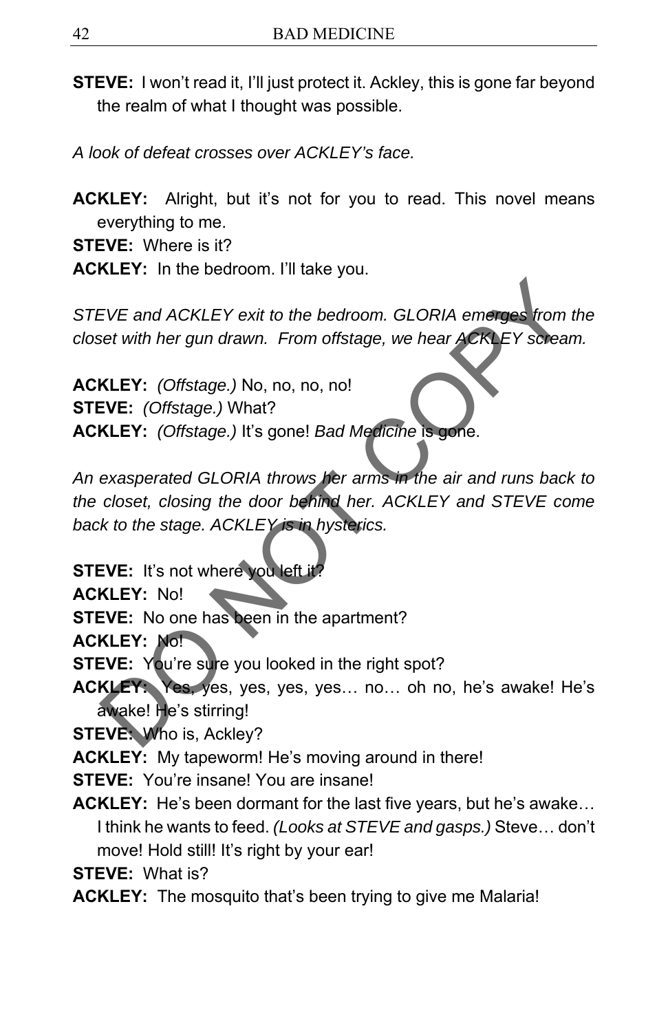**STEVE:** I won't read it, I'll just protect it. Ackley, this is gone far beyond the realm of what I thought was possible.

*A look of defeat crosses over ACKLEY's face.*

**ACKLEY:** Alright, but it's not for you to read. This novel means everything to me.

**STEVE:** Where is it?

**ACKLEY:** In the bedroom. I'll take you.

*STEVE and ACKLEY exit to the bedroom. GLORIA emerges from the closet with her gun drawn. From offstage, we hear ACKLEY scream.*

**ACKLEY:** *(Offstage.)* No, no, no, no!

**STEVE:** *(Offstage.)* What?

**ACKLEY:** *(Offstage.)* It's gone! *Bad Medicine* is gone.

*An exasperated GLORIA throws her arms in the air and runs back to the closet, closing the door behind her. ACKLEY and STEVE come back to the stage. ACKLEY is in hysterics.*

**STEVE:** It's not where you left it?

**ACKLEY:** No!

**STEVE:** No one has been in the apartment?

**ACKLEY:** No!

**STEVE:** You're sure you looked in the right spot?

**ACKLEY:** Yes, yes, yes, yes, yes… no… oh no, he's awake! He's awake! He's stirring!

**STEVE:** Who is, Ackley?

**ACKLEY:** My tapeworm! He's moving around in there!

**STEVE:** You're insane! You are insane!

**ACKLEY:** He's been dormant for the last five years, but he's awake… I think he wants to feed. *(Looks at STEVE and gasps.)* Steve… don't move! Hold still! It's right by your ear!

**STEVE:** What is?

**ACKLEY:** The mosquito that's been trying to give me Malaria!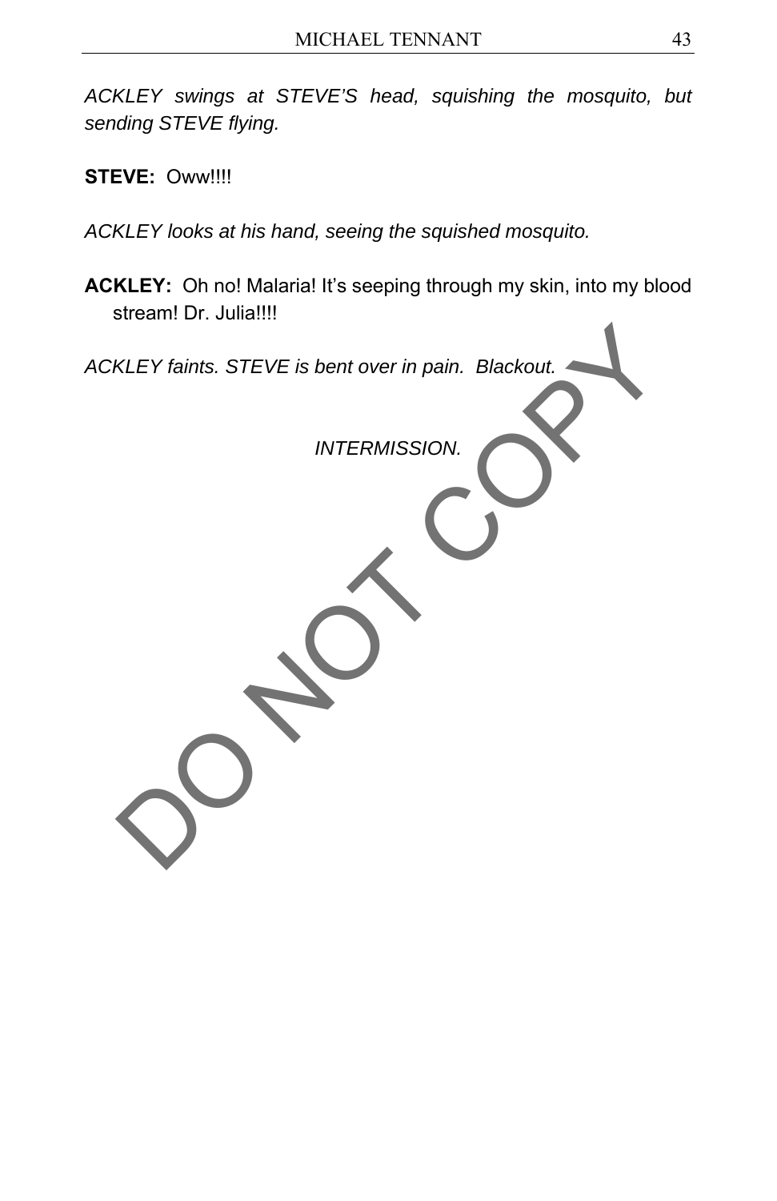*ACKLEY swings at STEVE'S head, squishing the mosquito, but sending STEVE flying.*

**STEVE:** Oww!!!!

*ACKLEY looks at his hand, seeing the squished mosquito.*

**ACKLEY:** Oh no! Malaria! It's seeping through my skin, into my blood stream! Dr. Julia!!!!

*ACKLEY faints. STEVE is bent over in pain. Blackout.*

*INTERMISSION.*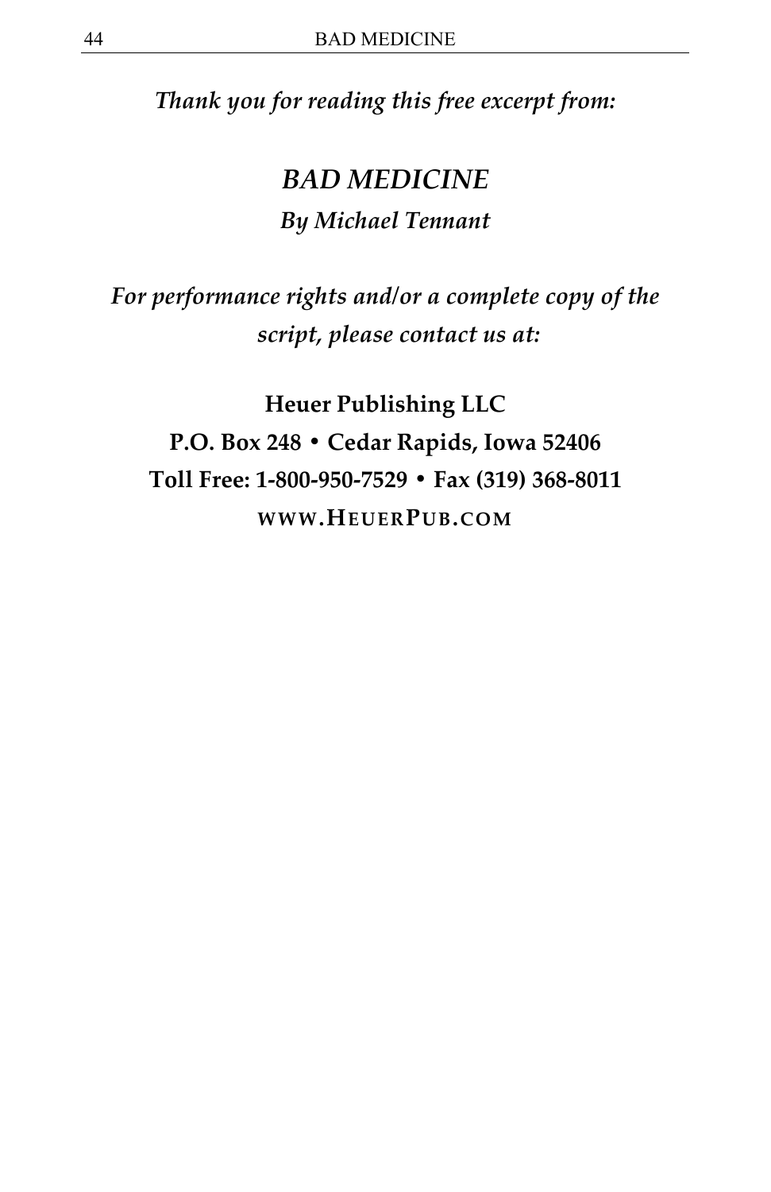*Thank you for reading this free excerpt from:*

## *BAD MEDICINE*

***By Michael Tennant***

*For performance rights and/or a complete copy of the script, please contact us at:*

**Heuer Publishing LLC**

**P.O. Box 248 • Cedar Rapids, Iowa 52406**

**Toll Free: 1-800-950-7529 • Fax (319) 368-8011**

**WWW.HEUERPUB.COM**